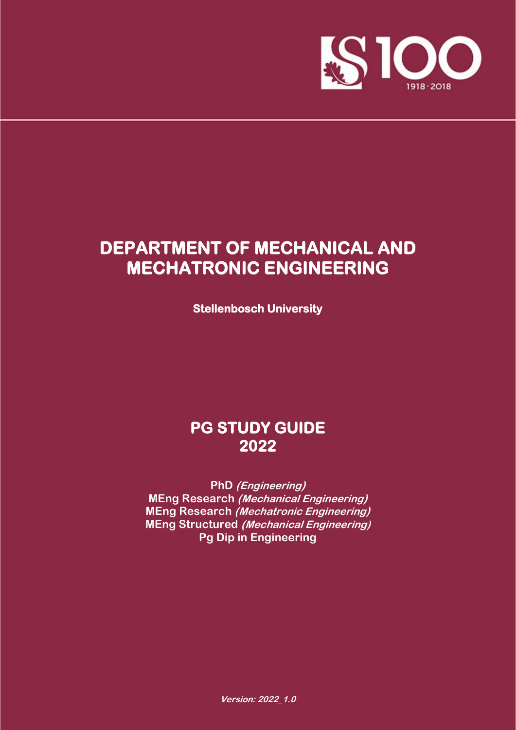# DEPARTMENT OF MECHANICAL AND MECHATRONIC ENGINEERING

**Stellenbosch University**

## PG STUDY GUIDE 2022

**PhD** ***(Engineering)***
**MEng Research** ***(Mechanical Engineering)***
**MEng Research** ***(Mechatronic Engineering)***
**MEng Structured** ***(Mechanical Engineering)***
**Pg Dip in Engineering**

***Version: 2022_1.0***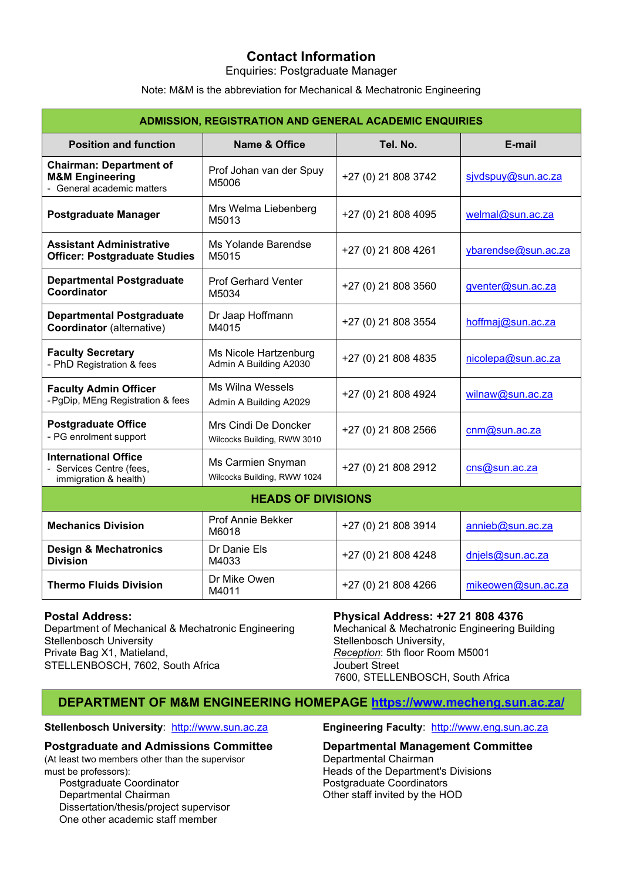# Contact Information

Enquiries: Postgraduate Manager

Note: M&M is the abbreviation for Mechanical & Mechatronic Engineering

| ADMISSION, REGISTRATION AND GENERAL ACADEMIC ENQUIRIES | | | |
|---|---|---|---|
| **Position and function** | **Name & Office** | **Tel. No.** | **E-mail** |
| **Chairman: Department of M&M Engineering** - General academic matters | Prof Johan van der Spuy M5006 | +27 (0) 21 808 3742 | sjvdspuy@sun.ac.za |
| **Postgraduate Manager** | Mrs Welma Liebenberg M5013 | +27 (0) 21 808 4095 | welmal@sun.ac.za |
| **Assistant Administrative Officer: Postgraduate Studies** | Ms Yolande Barendse M5015 | +27 (0) 21 808 4261 | ybarendse@sun.ac.za |
| **Departmental Postgraduate Coordinator** | Prof Gerhard Venter M5034 | +27 (0) 21 808 3560 | gventer@sun.ac.za |
| **Departmental Postgraduate Coordinator** (alternative) | Dr Jaap Hoffmann M4015 | +27 (0) 21 808 3554 | hoffmaj@sun.ac.za |
| **Faculty Secretary** - PhD Registration & fees | Ms Nicole Hartzenburg Admin A Building A2030 | +27 (0) 21 808 4835 | nicolepa@sun.ac.za |
| **Faculty Admin Officer** - PgDip, MEng Registration & fees | Ms Wilna Wessels Admin A Building A2029 | +27 (0) 21 808 4924 | wilnaw@sun.ac.za |
| **Postgraduate Office** - PG enrolment support | Mrs Cindi De Doncker Wilcocks Building, RWW 3010 | +27 (0) 21 808 2566 | cnm@sun.ac.za |
| **International Office** - Services Centre (fees, immigration & health) | Ms Carmien Snyman Wilcocks Building, RWW 1024 | +27 (0) 21 808 2912 | cns@sun.ac.za |
| **HEADS OF DIVISIONS** | | | |
| **Mechanics Division** | Prof Annie Bekker M6018 | +27 (0) 21 808 3914 | annieb@sun.ac.za |
| **Design & Mechatronics Division** | Dr Danie Els M4033 | +27 (0) 21 808 4248 | dnjels@sun.ac.za |
| **Thermo Fluids Division** | Dr Mike Owen M4011 | +27 (0) 21 808 4266 | mikeowen@sun.ac.za |

**Postal Address:**
Department of Mechanical & Mechatronic Engineering
Stellenbosch University
Private Bag X1, Matieland,
STELLENBOSCH, 7602, South Africa

**Physical Address: +27 21 808 4376**
Mechanical & Mechatronic Engineering Building
Stellenbosch University,
*Reception*: 5th floor Room M5001
Joubert Street
7600, STELLENBOSCH, South Africa

## DEPARTMENT OF M&M ENGINEERING HOMEPAGE https://www.mecheng.sun.ac.za/

**Stellenbosch University**: http://www.sun.ac.za

**Engineering Faculty**: http://www.eng.sun.ac.za

### Postgraduate and Admissions Committee

(At least two members other than the supervisor must be professors):

- Postgraduate Coordinator
- Departmental Chairman
- Dissertation/thesis/project supervisor
- One other academic staff member

### Departmental Management Committee

- Departmental Chairman
- Heads of the Department's Divisions
- Postgraduate Coordinators
- Other staff invited by the HOD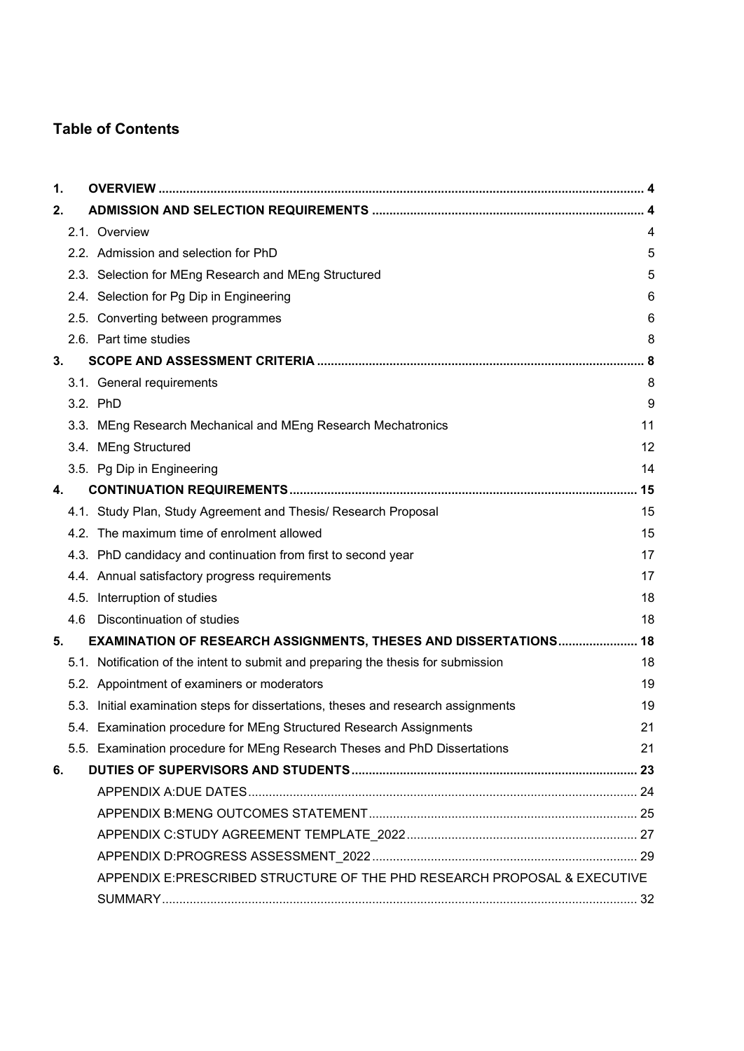## Table of Contents

| | | |
|---|---|---|
| **1.** | **OVERVIEW** | **4** |
| **2.** | **ADMISSION AND SELECTION REQUIREMENTS** | **4** |
| | 2.1. Overview | 4 |
| | 2.2. Admission and selection for PhD | 5 |
| | 2.3. Selection for MEng Research and MEng Structured | 5 |
| | 2.4. Selection for Pg Dip in Engineering | 6 |
| | 2.5. Converting between programmes | 6 |
| | 2.6. Part time studies | 8 |
| **3.** | **SCOPE AND ASSESSMENT CRITERIA** | **8** |
| | 3.1. General requirements | 8 |
| | 3.2. PhD | 9 |
| | 3.3. MEng Research Mechanical and MEng Research Mechatronics | 11 |
| | 3.4. MEng Structured | 12 |
| | 3.5. Pg Dip in Engineering | 14 |
| **4.** | **CONTINUATION REQUIREMENTS** | **15** |
| | 4.1. Study Plan, Study Agreement and Thesis/ Research Proposal | 15 |
| | 4.2. The maximum time of enrolment allowed | 15 |
| | 4.3. PhD candidacy and continuation from first to second year | 17 |
| | 4.4. Annual satisfactory progress requirements | 17 |
| | 4.5. Interruption of studies | 18 |
| | 4.6 Discontinuation of studies | 18 |
| **5.** | **EXAMINATION OF RESEARCH ASSIGNMENTS, THESES AND DISSERTATIONS** | **18** |
| | 5.1. Notification of the intent to submit and preparing the thesis for submission | 18 |
| | 5.2. Appointment of examiners or moderators | 19 |
| | 5.3. Initial examination steps for dissertations, theses and research assignments | 19 |
| | 5.4. Examination procedure for MEng Structured Research Assignments | 21 |
| | 5.5. Examination procedure for MEng Research Theses and PhD Dissertations | 21 |
| **6.** | **DUTIES OF SUPERVISORS AND STUDENTS** | **23** |
| | APPENDIX A:DUE DATES | 24 |
| | APPENDIX B:MENG OUTCOMES STATEMENT | 25 |
| | APPENDIX C:STUDY AGREEMENT TEMPLATE_2022 | 27 |
| | APPENDIX D:PROGRESS ASSESSMENT_2022 | 29 |
| | APPENDIX E:PRESCRIBED STRUCTURE OF THE PHD RESEARCH PROPOSAL & EXECUTIVE SUMMARY | 32 |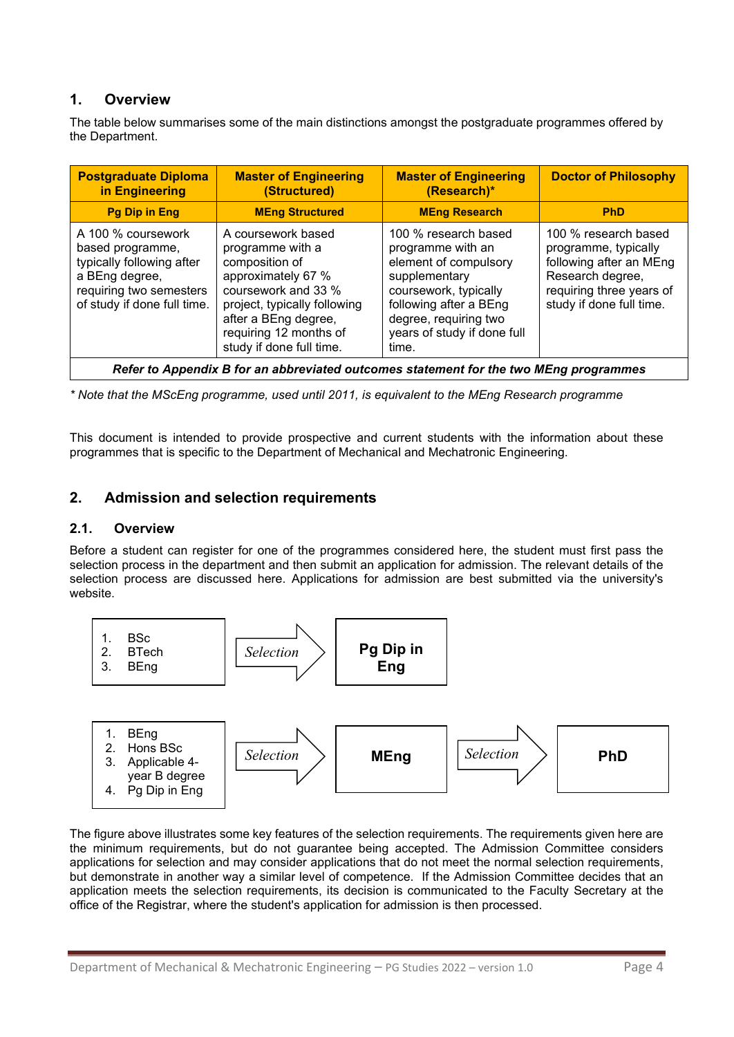## 1. Overview

The table below summarises some of the main distinctions amongst the postgraduate programmes offered by the Department.

| Postgraduate Diploma in Engineering | Master of Engineering (Structured) | Master of Engineering (Research)* | Doctor of Philosophy |
|---|---|---|---|
| **Pg Dip in Eng** | **MEng Structured** | **MEng Research** | **PhD** |
| A 100 % coursework based programme, typically following after a BEng degree, requiring two semesters of study if done full time. | A coursework based programme with a composition of approximately 67 % coursework and 33 % project, typically following after a BEng degree, requiring 12 months of study if done full time. | 100 % research based programme with an element of compulsory supplementary coursework, typically following after a BEng degree, requiring two years of study if done full time. | 100 % research based programme, typically following after an MEng Research degree, requiring three years of study if done full time. |
| ***Refer to Appendix B for an abbreviated outcomes statement for the two MEng programmes*** | | | |

*\* Note that the MScEng programme, used until 2011, is equivalent to the MEng Research programme*

This document is intended to provide prospective and current students with the information about these programmes that is specific to the Department of Mechanical and Mechatronic Engineering.

## 2. Admission and selection requirements

### 2.1. Overview

Before a student can register for one of the programmes considered here, the student must first pass the selection process in the department and then submit an application for admission. The relevant details of the selection process are discussed here. Applications for admission are best submitted via the university's website.

1. BSc
2. BTech
3. BEng

→ *Selection* → **Pg Dip in Eng**

1. BEng
2. Hons BSc
3. Applicable 4-year B degree
4. Pg Dip in Eng

→ *Selection* → **MEng** → *Selection* → **PhD**

The figure above illustrates some key features of the selection requirements. The requirements given here are the minimum requirements, but do not guarantee being accepted. The Admission Committee considers applications for selection and may consider applications that do not meet the normal selection requirements, but demonstrate in another way a similar level of competence. If the Admission Committee decides that an application meets the selection requirements, its decision is communicated to the Faculty Secretary at the office of the Registrar, where the student's application for admission is then processed.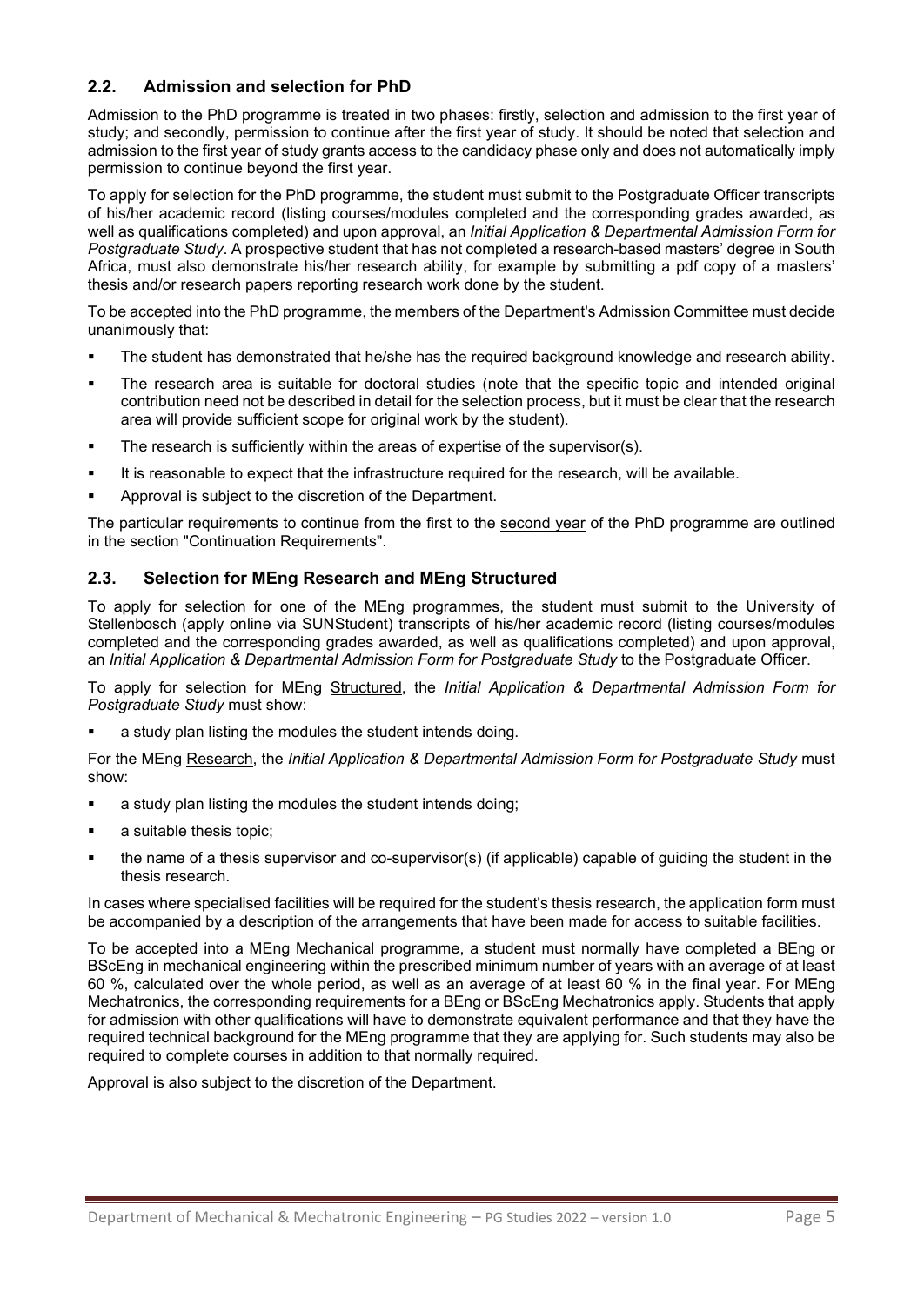## 2.2. Admission and selection for PhD

Admission to the PhD programme is treated in two phases: firstly, selection and admission to the first year of study; and secondly, permission to continue after the first year of study. It should be noted that selection and admission to the first year of study grants access to the candidacy phase only and does not automatically imply permission to continue beyond the first year.

To apply for selection for the PhD programme, the student must submit to the Postgraduate Officer transcripts of his/her academic record (listing courses/modules completed and the corresponding grades awarded, as well as qualifications completed) and upon approval, an *Initial Application & Departmental Admission Form for Postgraduate Study*. A prospective student that has not completed a research-based masters' degree in South Africa, must also demonstrate his/her research ability, for example by submitting a pdf copy of a masters' thesis and/or research papers reporting research work done by the student.

To be accepted into the PhD programme, the members of the Department's Admission Committee must decide unanimously that:

- The student has demonstrated that he/she has the required background knowledge and research ability.
- The research area is suitable for doctoral studies (note that the specific topic and intended original contribution need not be described in detail for the selection process, but it must be clear that the research area will provide sufficient scope for original work by the student).
- The research is sufficiently within the areas of expertise of the supervisor(s).
- It is reasonable to expect that the infrastructure required for the research, will be available.
- Approval is subject to the discretion of the Department.

The particular requirements to continue from the first to the second year of the PhD programme are outlined in the section "Continuation Requirements".

## 2.3. Selection for MEng Research and MEng Structured

To apply for selection for one of the MEng programmes, the student must submit to the University of Stellenbosch (apply online via SUNStudent) transcripts of his/her academic record (listing courses/modules completed and the corresponding grades awarded, as well as qualifications completed) and upon approval, an *Initial Application & Departmental Admission Form for Postgraduate Study* to the Postgraduate Officer.

To apply for selection for MEng Structured, the *Initial Application & Departmental Admission Form for Postgraduate Study* must show:

- a study plan listing the modules the student intends doing.

For the MEng Research, the *Initial Application & Departmental Admission Form for Postgraduate Study* must show:

- a study plan listing the modules the student intends doing;
- a suitable thesis topic;
- the name of a thesis supervisor and co-supervisor(s) (if applicable) capable of guiding the student in the thesis research.

In cases where specialised facilities will be required for the student's thesis research, the application form must be accompanied by a description of the arrangements that have been made for access to suitable facilities.

To be accepted into a MEng Mechanical programme, a student must normally have completed a BEng or BScEng in mechanical engineering within the prescribed minimum number of years with an average of at least 60 %, calculated over the whole period, as well as an average of at least 60 % in the final year. For MEng Mechatronics, the corresponding requirements for a BEng or BScEng Mechatronics apply. Students that apply for admission with other qualifications will have to demonstrate equivalent performance and that they have the required technical background for the MEng programme that they are applying for. Such students may also be required to complete courses in addition to that normally required.

Approval is also subject to the discretion of the Department.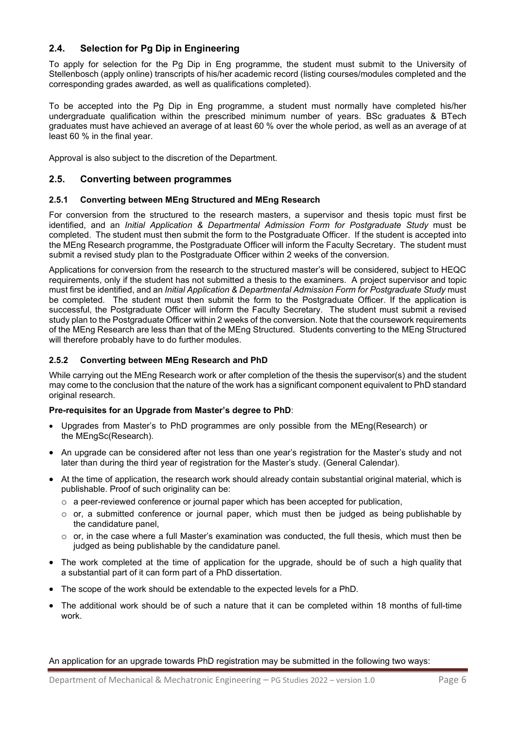## 2.4. Selection for Pg Dip in Engineering

To apply for selection for the Pg Dip in Eng programme, the student must submit to the University of Stellenbosch (apply online) transcripts of his/her academic record (listing courses/modules completed and the corresponding grades awarded, as well as qualifications completed).

To be accepted into the Pg Dip in Eng programme, a student must normally have completed his/her undergraduate qualification within the prescribed minimum number of years. BSc graduates & BTech graduates must have achieved an average of at least 60 % over the whole period, as well as an average of at least 60 % in the final year.

Approval is also subject to the discretion of the Department.

## 2.5. Converting between programmes

### 2.5.1 Converting between MEng Structured and MEng Research

For conversion from the structured to the research masters, a supervisor and thesis topic must first be identified, and an *Initial Application & Departmental Admission Form for Postgraduate Study* must be completed. The student must then submit the form to the Postgraduate Officer. If the student is accepted into the MEng Research programme, the Postgraduate Officer will inform the Faculty Secretary. The student must submit a revised study plan to the Postgraduate Officer within 2 weeks of the conversion.

Applications for conversion from the research to the structured master's will be considered, subject to HEQC requirements, only if the student has not submitted a thesis to the examiners. A project supervisor and topic must first be identified, and an *Initial Application & Departmental Admission Form for Postgraduate Study* must be completed. The student must then submit the form to the Postgraduate Officer. If the application is successful, the Postgraduate Officer will inform the Faculty Secretary. The student must submit a revised study plan to the Postgraduate Officer within 2 weeks of the conversion. Note that the coursework requirements of the MEng Research are less than that of the MEng Structured. Students converting to the MEng Structured will therefore probably have to do further modules.

### 2.5.2 Converting between MEng Research and PhD

While carrying out the MEng Research work or after completion of the thesis the supervisor(s) and the student may come to the conclusion that the nature of the work has a significant component equivalent to PhD standard original research.

**Pre-requisites for an Upgrade from Master's degree to PhD**:

- Upgrades from Master's to PhD programmes are only possible from the MEng(Research) or the MEngSc(Research).
- An upgrade can be considered after not less than one year's registration for the Master's study and not later than during the third year of registration for the Master's study. (General Calendar).
- At the time of application, the research work should already contain substantial original material, which is publishable. Proof of such originality can be:
  - a peer-reviewed conference or journal paper which has been accepted for publication,
  - or, a submitted conference or journal paper, which must then be judged as being publishable by the candidature panel,
  - or, in the case where a full Master's examination was conducted, the full thesis, which must then be judged as being publishable by the candidature panel.
- The work completed at the time of application for the upgrade, should be of such a high quality that a substantial part of it can form part of a PhD dissertation.
- The scope of the work should be extendable to the expected levels for a PhD.
- The additional work should be of such a nature that it can be completed within 18 months of full-time work.

An application for an upgrade towards PhD registration may be submitted in the following two ways: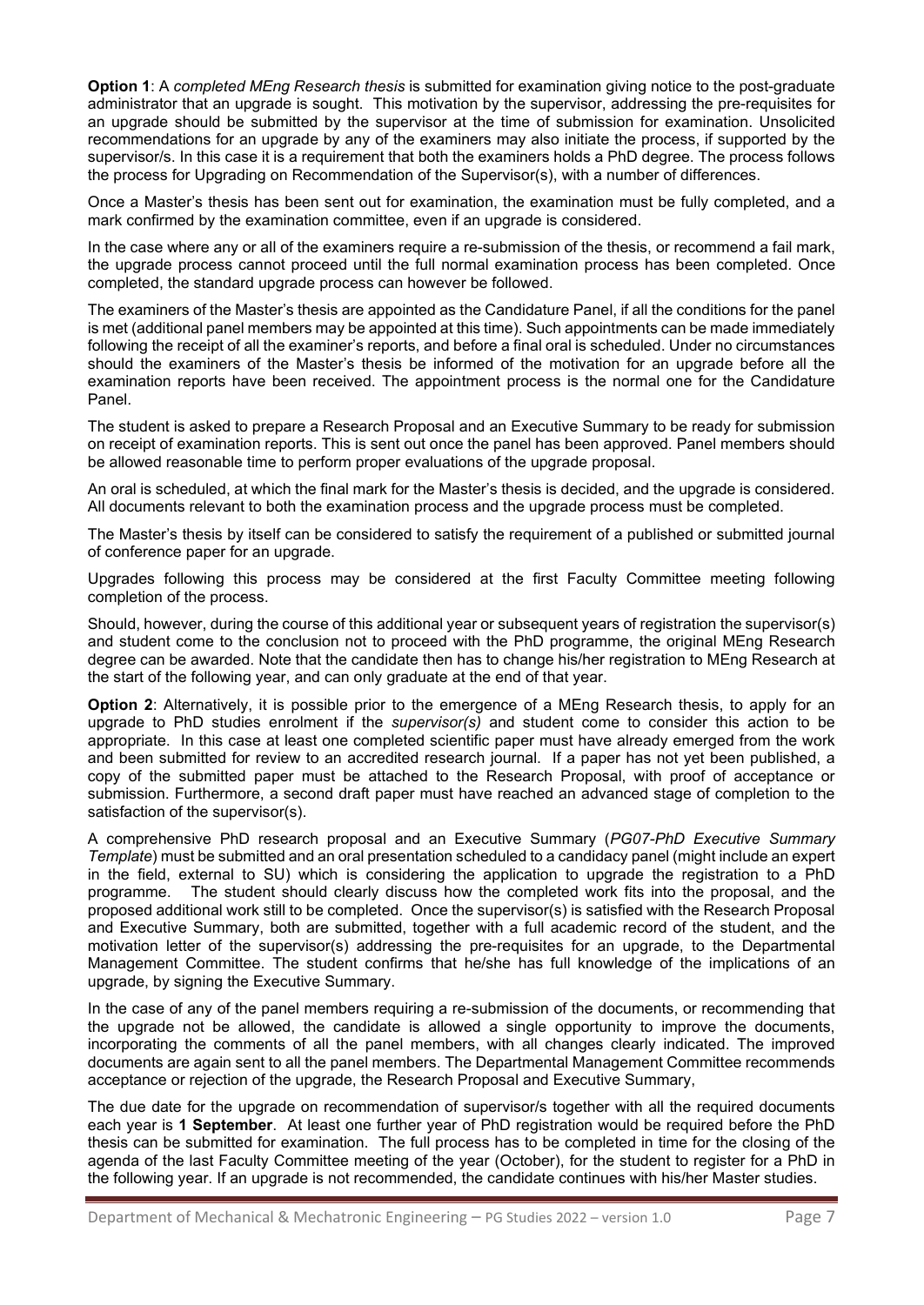**Option 1**: A *completed MEng Research thesis* is submitted for examination giving notice to the post-graduate administrator that an upgrade is sought. This motivation by the supervisor, addressing the pre-requisites for an upgrade should be submitted by the supervisor at the time of submission for examination. Unsolicited recommendations for an upgrade by any of the examiners may also initiate the process, if supported by the supervisor/s. In this case it is a requirement that both the examiners holds a PhD degree. The process follows the process for Upgrading on Recommendation of the Supervisor(s), with a number of differences.

Once a Master's thesis has been sent out for examination, the examination must be fully completed, and a mark confirmed by the examination committee, even if an upgrade is considered.

In the case where any or all of the examiners require a re-submission of the thesis, or recommend a fail mark, the upgrade process cannot proceed until the full normal examination process has been completed. Once completed, the standard upgrade process can however be followed.

The examiners of the Master's thesis are appointed as the Candidature Panel, if all the conditions for the panel is met (additional panel members may be appointed at this time). Such appointments can be made immediately following the receipt of all the examiner's reports, and before a final oral is scheduled. Under no circumstances should the examiners of the Master's thesis be informed of the motivation for an upgrade before all the examination reports have been received. The appointment process is the normal one for the Candidature Panel.

The student is asked to prepare a Research Proposal and an Executive Summary to be ready for submission on receipt of examination reports. This is sent out once the panel has been approved. Panel members should be allowed reasonable time to perform proper evaluations of the upgrade proposal.

An oral is scheduled, at which the final mark for the Master's thesis is decided, and the upgrade is considered. All documents relevant to both the examination process and the upgrade process must be completed.

The Master's thesis by itself can be considered to satisfy the requirement of a published or submitted journal of conference paper for an upgrade.

Upgrades following this process may be considered at the first Faculty Committee meeting following completion of the process.

Should, however, during the course of this additional year or subsequent years of registration the supervisor(s) and student come to the conclusion not to proceed with the PhD programme, the original MEng Research degree can be awarded. Note that the candidate then has to change his/her registration to MEng Research at the start of the following year, and can only graduate at the end of that year.

**Option 2**: Alternatively, it is possible prior to the emergence of a MEng Research thesis, to apply for an upgrade to PhD studies enrolment if the *supervisor(s)* and student come to consider this action to be appropriate. In this case at least one completed scientific paper must have already emerged from the work and been submitted for review to an accredited research journal. If a paper has not yet been published, a copy of the submitted paper must be attached to the Research Proposal, with proof of acceptance or submission. Furthermore, a second draft paper must have reached an advanced stage of completion to the satisfaction of the supervisor(s).

A comprehensive PhD research proposal and an Executive Summary (*PG07-PhD Executive Summary Template*) must be submitted and an oral presentation scheduled to a candidacy panel (might include an expert in the field, external to SU) which is considering the application to upgrade the registration to a PhD programme. The student should clearly discuss how the completed work fits into the proposal, and the proposed additional work still to be completed. Once the supervisor(s) is satisfied with the Research Proposal and Executive Summary, both are submitted, together with a full academic record of the student, and the motivation letter of the supervisor(s) addressing the pre-requisites for an upgrade, to the Departmental Management Committee. The student confirms that he/she has full knowledge of the implications of an upgrade, by signing the Executive Summary.

In the case of any of the panel members requiring a re-submission of the documents, or recommending that the upgrade not be allowed, the candidate is allowed a single opportunity to improve the documents, incorporating the comments of all the panel members, with all changes clearly indicated. The improved documents are again sent to all the panel members. The Departmental Management Committee recommends acceptance or rejection of the upgrade, the Research Proposal and Executive Summary,

The due date for the upgrade on recommendation of supervisor/s together with all the required documents each year is **1 September**. At least one further year of PhD registration would be required before the PhD thesis can be submitted for examination. The full process has to be completed in time for the closing of the agenda of the last Faculty Committee meeting of the year (October), for the student to register for a PhD in the following year. If an upgrade is not recommended, the candidate continues with his/her Master studies.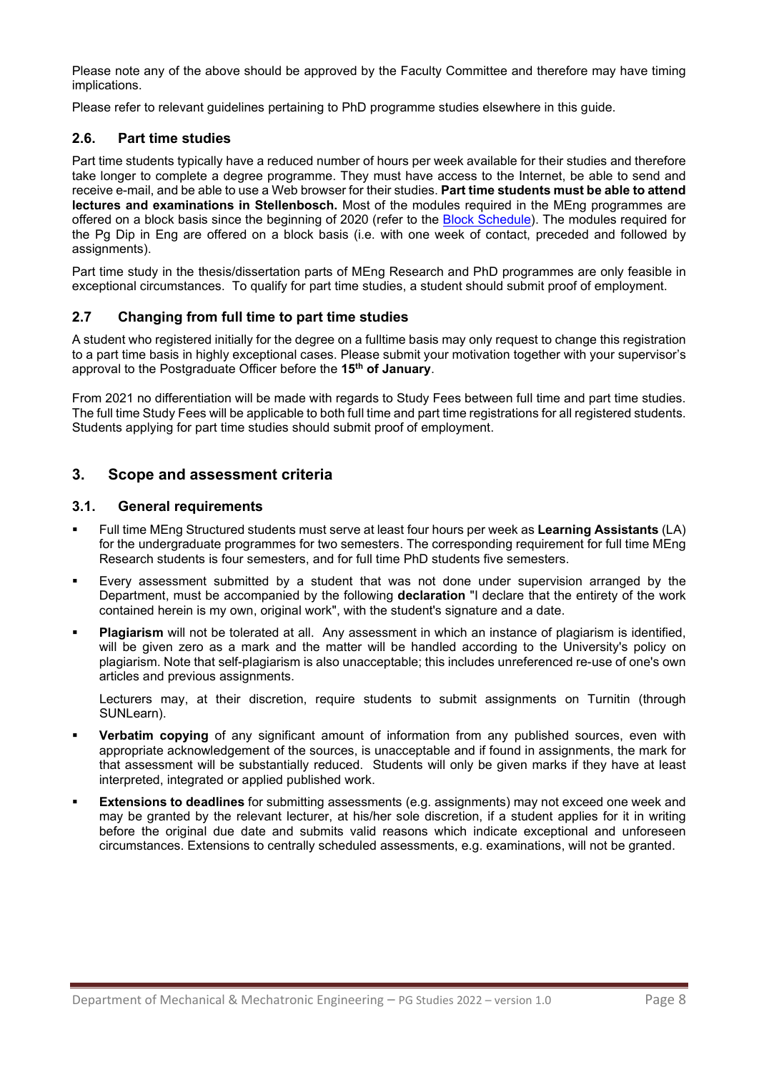Please note any of the above should be approved by the Faculty Committee and therefore may have timing implications.

Please refer to relevant guidelines pertaining to PhD programme studies elsewhere in this guide.

### 2.6. Part time studies

Part time students typically have a reduced number of hours per week available for their studies and therefore take longer to complete a degree programme. They must have access to the Internet, be able to send and receive e-mail, and be able to use a Web browser for their studies. **Part time students must be able to attend lectures and examinations in Stellenbosch.** Most of the modules required in the MEng programmes are offered on a block basis since the beginning of 2020 (refer to the Block Schedule). The modules required for the Pg Dip in Eng are offered on a block basis (i.e. with one week of contact, preceded and followed by assignments).

Part time study in the thesis/dissertation parts of MEng Research and PhD programmes are only feasible in exceptional circumstances. To qualify for part time studies, a student should submit proof of employment.

### 2.7 Changing from full time to part time studies

A student who registered initially for the degree on a fulltime basis may only request to change this registration to a part time basis in highly exceptional cases. Please submit your motivation together with your supervisor's approval to the Postgraduate Officer before the **15th of January**.

From 2021 no differentiation will be made with regards to Study Fees between full time and part time studies. The full time Study Fees will be applicable to both full time and part time registrations for all registered students. Students applying for part time studies should submit proof of employment.

## 3. Scope and assessment criteria

### 3.1. General requirements

- Full time MEng Structured students must serve at least four hours per week as **Learning Assistants** (LA) for the undergraduate programmes for two semesters. The corresponding requirement for full time MEng Research students is four semesters, and for full time PhD students five semesters.
- Every assessment submitted by a student that was not done under supervision arranged by the Department, must be accompanied by the following **declaration** "I declare that the entirety of the work contained herein is my own, original work", with the student's signature and a date.
- **Plagiarism** will not be tolerated at all. Any assessment in which an instance of plagiarism is identified, will be given zero as a mark and the matter will be handled according to the University's policy on plagiarism. Note that self-plagiarism is also unacceptable; this includes unreferenced re-use of one's own articles and previous assignments.

  Lecturers may, at their discretion, require students to submit assignments on Turnitin (through SUNLearn).
- **Verbatim copying** of any significant amount of information from any published sources, even with appropriate acknowledgement of the sources, is unacceptable and if found in assignments, the mark for that assessment will be substantially reduced. Students will only be given marks if they have at least interpreted, integrated or applied published work.
- **Extensions to deadlines** for submitting assessments (e.g. assignments) may not exceed one week and may be granted by the relevant lecturer, at his/her sole discretion, if a student applies for it in writing before the original due date and submits valid reasons which indicate exceptional and unforeseen circumstances. Extensions to centrally scheduled assessments, e.g. examinations, will not be granted.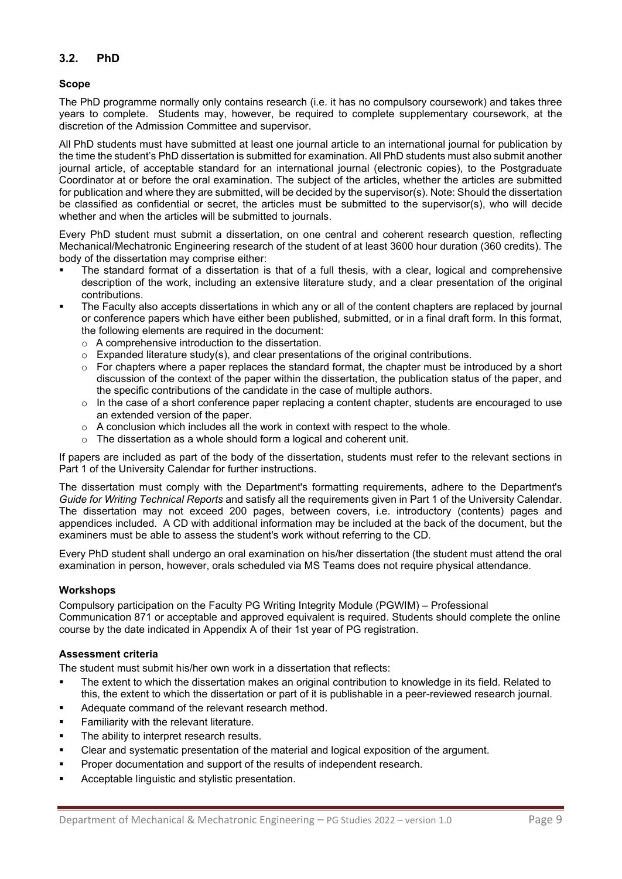## 3.2. PhD

### Scope

The PhD programme normally only contains research (i.e. it has no compulsory coursework) and takes three years to complete. Students may, however, be required to complete supplementary coursework, at the discretion of the Admission Committee and supervisor.

All PhD students must have submitted at least one journal article to an international journal for publication by the time the student's PhD dissertation is submitted for examination. All PhD students must also submit another journal article, of acceptable standard for an international journal (electronic copies), to the Postgraduate Coordinator at or before the oral examination. The subject of the articles, whether the articles are submitted for publication and where they are submitted, will be decided by the supervisor(s). Note: Should the dissertation be classified as confidential or secret, the articles must be submitted to the supervisor(s), who will decide whether and when the articles will be submitted to journals.

Every PhD student must submit a dissertation, on one central and coherent research question, reflecting Mechanical/Mechatronic Engineering research of the student of at least 3600 hour duration (360 credits). The body of the dissertation may comprise either:

- The standard format of a dissertation is that of a full thesis, with a clear, logical and comprehensive description of the work, including an extensive literature study, and a clear presentation of the original contributions.
- The Faculty also accepts dissertations in which any or all of the content chapters are replaced by journal or conference papers which have either been published, submitted, or in a final draft form. In this format, the following elements are required in the document:
  - A comprehensive introduction to the dissertation.
  - Expanded literature study(s), and clear presentations of the original contributions.
  - For chapters where a paper replaces the standard format, the chapter must be introduced by a short discussion of the context of the paper within the dissertation, the publication status of the paper, and the specific contributions of the candidate in the case of multiple authors.
  - In the case of a short conference paper replacing a content chapter, students are encouraged to use an extended version of the paper.
  - A conclusion which includes all the work in context with respect to the whole.
  - The dissertation as a whole should form a logical and coherent unit.

If papers are included as part of the body of the dissertation, students must refer to the relevant sections in Part 1 of the University Calendar for further instructions.

The dissertation must comply with the Department's formatting requirements, adhere to the Department's *Guide for Writing Technical Reports* and satisfy all the requirements given in Part 1 of the University Calendar. The dissertation may not exceed 200 pages, between covers, i.e. introductory (contents) pages and appendices included. A CD with additional information may be included at the back of the document, but the examiners must be able to assess the student's work without referring to the CD.

Every PhD student shall undergo an oral examination on his/her dissertation (the student must attend the oral examination in person, however, orals scheduled via MS Teams does not require physical attendance.

### Workshops

Compulsory participation on the Faculty PG Writing Integrity Module (PGWIM) – Professional Communication 871 or acceptable and approved equivalent is required. Students should complete the online course by the date indicated in Appendix A of their 1st year of PG registration.

### Assessment criteria

The student must submit his/her own work in a dissertation that reflects:

- The extent to which the dissertation makes an original contribution to knowledge in its field. Related to this, the extent to which the dissertation or part of it is publishable in a peer-reviewed research journal.
- Adequate command of the relevant research method.
- Familiarity with the relevant literature.
- The ability to interpret research results.
- Clear and systematic presentation of the material and logical exposition of the argument.
- Proper documentation and support of the results of independent research.
- Acceptable linguistic and stylistic presentation.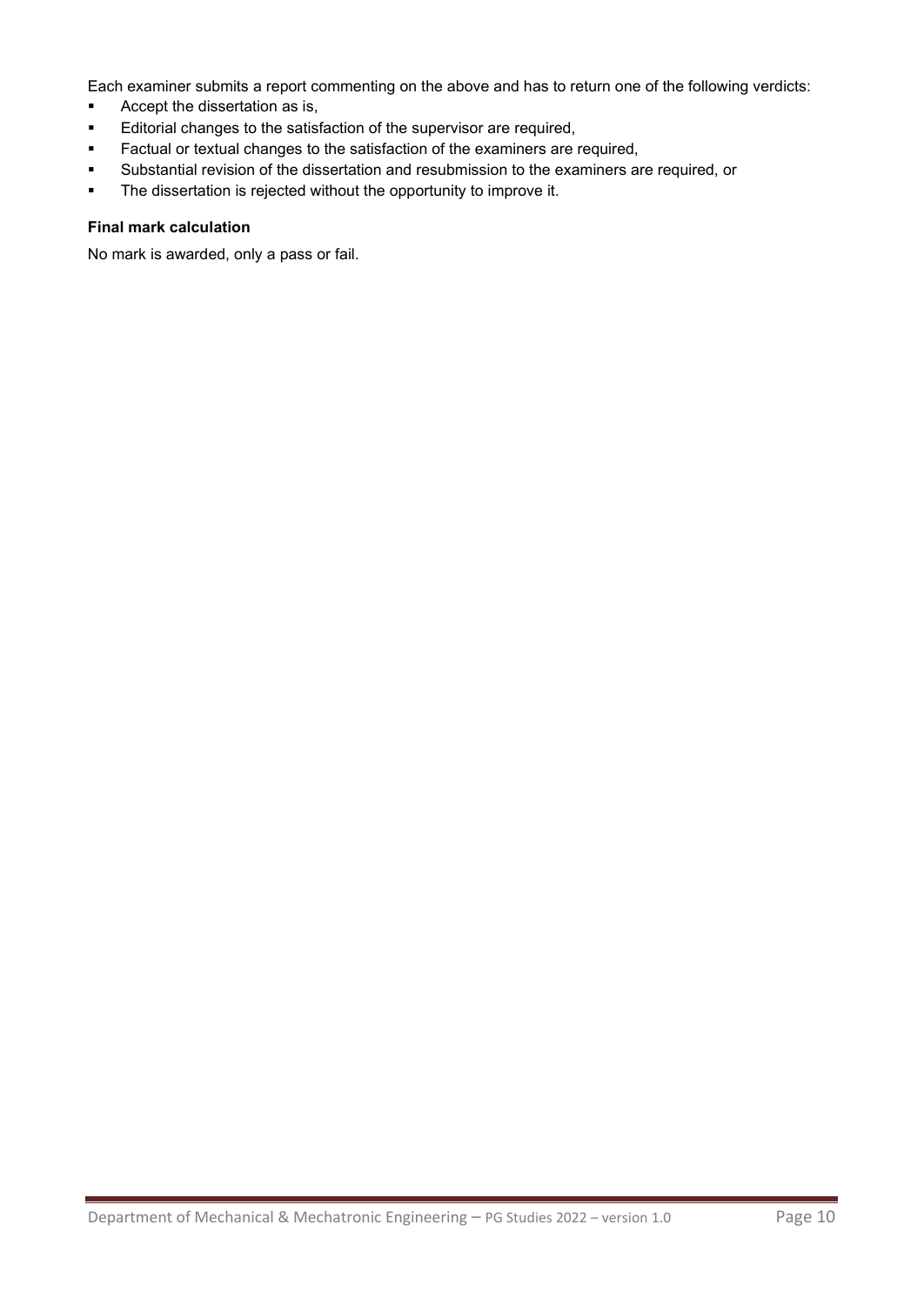Each examiner submits a report commenting on the above and has to return one of the following verdicts:

- Accept the dissertation as is,
- Editorial changes to the satisfaction of the supervisor are required,
- Factual or textual changes to the satisfaction of the examiners are required,
- Substantial revision of the dissertation and resubmission to the examiners are required, or
- The dissertation is rejected without the opportunity to improve it.

**Final mark calculation**

No mark is awarded, only a pass or fail.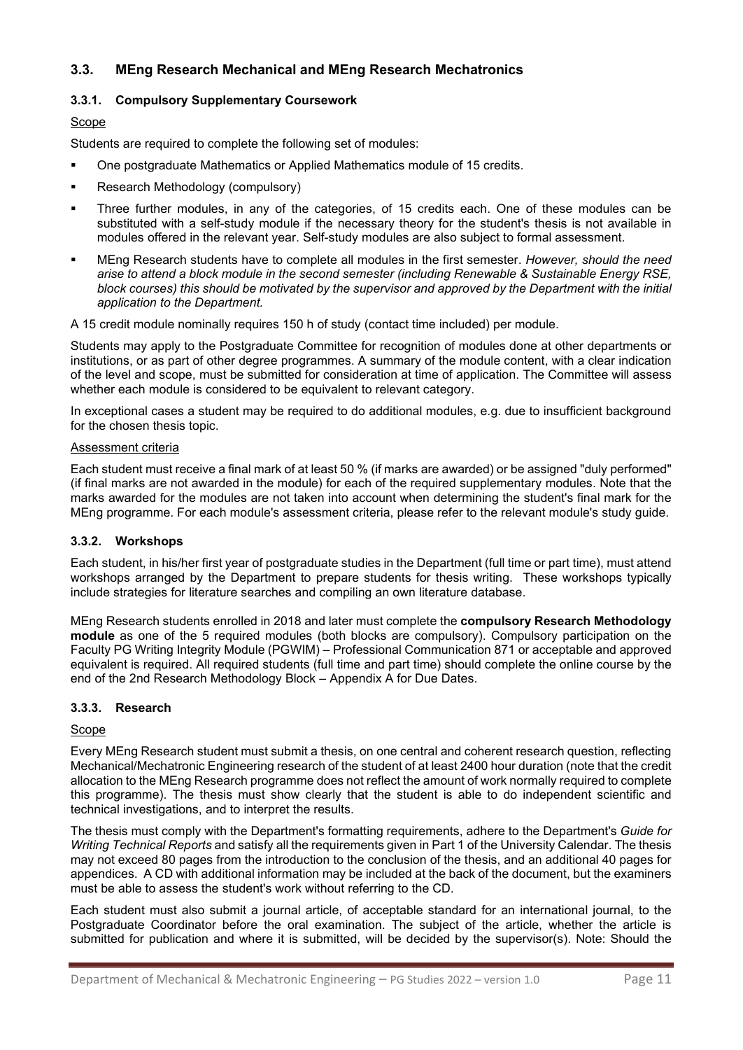## 3.3. MEng Research Mechanical and MEng Research Mechatronics

### 3.3.1. Compulsory Supplementary Coursework

Scope

Students are required to complete the following set of modules:

- One postgraduate Mathematics or Applied Mathematics module of 15 credits.
- Research Methodology (compulsory)
- Three further modules, in any of the categories, of 15 credits each. One of these modules can be substituted with a self-study module if the necessary theory for the student's thesis is not available in modules offered in the relevant year. Self-study modules are also subject to formal assessment.
- MEng Research students have to complete all modules in the first semester. *However, should the need arise to attend a block module in the second semester (including Renewable & Sustainable Energy RSE, block courses) this should be motivated by the supervisor and approved by the Department with the initial application to the Department.*

A 15 credit module nominally requires 150 h of study (contact time included) per module.

Students may apply to the Postgraduate Committee for recognition of modules done at other departments or institutions, or as part of other degree programmes. A summary of the module content, with a clear indication of the level and scope, must be submitted for consideration at time of application. The Committee will assess whether each module is considered to be equivalent to relevant category.

In exceptional cases a student may be required to do additional modules, e.g. due to insufficient background for the chosen thesis topic.

Assessment criteria

Each student must receive a final mark of at least 50 % (if marks are awarded) or be assigned "duly performed" (if final marks are not awarded in the module) for each of the required supplementary modules. Note that the marks awarded for the modules are not taken into account when determining the student's final mark for the MEng programme. For each module's assessment criteria, please refer to the relevant module's study guide.

### 3.3.2. Workshops

Each student, in his/her first year of postgraduate studies in the Department (full time or part time), must attend workshops arranged by the Department to prepare students for thesis writing. These workshops typically include strategies for literature searches and compiling an own literature database.

MEng Research students enrolled in 2018 and later must complete the **compulsory Research Methodology module** as one of the 5 required modules (both blocks are compulsory). Compulsory participation on the Faculty PG Writing Integrity Module (PGWIM) – Professional Communication 871 or acceptable and approved equivalent is required. All required students (full time and part time) should complete the online course by the end of the 2nd Research Methodology Block – Appendix A for Due Dates.

### 3.3.3. Research

Scope

Every MEng Research student must submit a thesis, on one central and coherent research question, reflecting Mechanical/Mechatronic Engineering research of the student of at least 2400 hour duration (note that the credit allocation to the MEng Research programme does not reflect the amount of work normally required to complete this programme). The thesis must show clearly that the student is able to do independent scientific and technical investigations, and to interpret the results.

The thesis must comply with the Department's formatting requirements, adhere to the Department's *Guide for Writing Technical Reports* and satisfy all the requirements given in Part 1 of the University Calendar. The thesis may not exceed 80 pages from the introduction to the conclusion of the thesis, and an additional 40 pages for appendices. A CD with additional information may be included at the back of the document, but the examiners must be able to assess the student's work without referring to the CD.

Each student must also submit a journal article, of acceptable standard for an international journal, to the Postgraduate Coordinator before the oral examination. The subject of the article, whether the article is submitted for publication and where it is submitted, will be decided by the supervisor(s). Note: Should the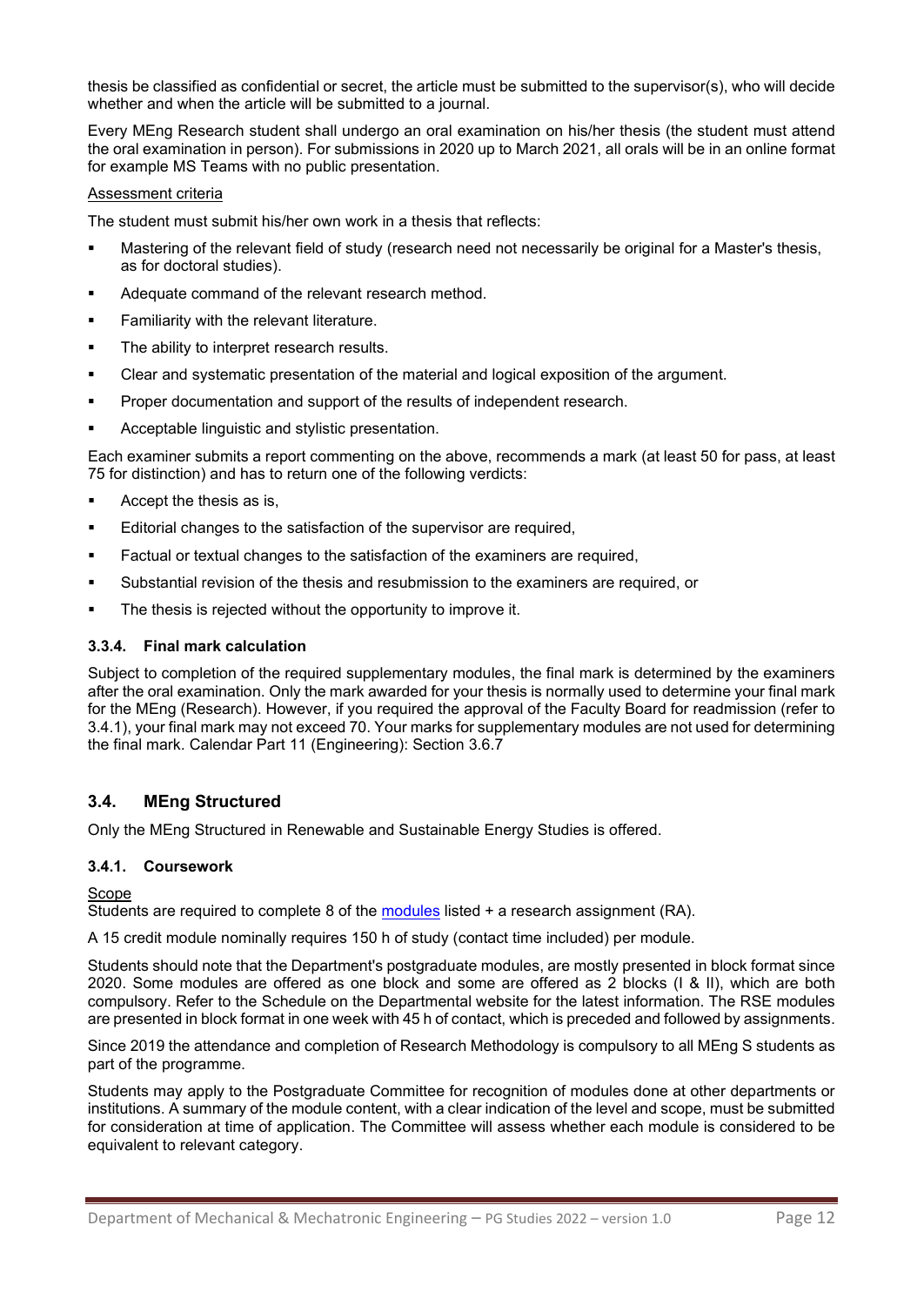thesis be classified as confidential or secret, the article must be submitted to the supervisor(s), who will decide whether and when the article will be submitted to a journal.

Every MEng Research student shall undergo an oral examination on his/her thesis (the student must attend the oral examination in person). For submissions in 2020 up to March 2021, all orals will be in an online format for example MS Teams with no public presentation.

Assessment criteria

The student must submit his/her own work in a thesis that reflects:

- Mastering of the relevant field of study (research need not necessarily be original for a Master's thesis, as for doctoral studies).
- Adequate command of the relevant research method.
- Familiarity with the relevant literature.
- The ability to interpret research results.
- Clear and systematic presentation of the material and logical exposition of the argument.
- Proper documentation and support of the results of independent research.
- Acceptable linguistic and stylistic presentation.

Each examiner submits a report commenting on the above, recommends a mark (at least 50 for pass, at least 75 for distinction) and has to return one of the following verdicts:

- Accept the thesis as is,
- Editorial changes to the satisfaction of the supervisor are required,
- Factual or textual changes to the satisfaction of the examiners are required,
- Substantial revision of the thesis and resubmission to the examiners are required, or
- The thesis is rejected without the opportunity to improve it.

#### 3.3.4. Final mark calculation

Subject to completion of the required supplementary modules, the final mark is determined by the examiners after the oral examination. Only the mark awarded for your thesis is normally used to determine your final mark for the MEng (Research). However, if you required the approval of the Faculty Board for readmission (refer to 3.4.1), your final mark may not exceed 70. Your marks for supplementary modules are not used for determining the final mark. Calendar Part 11 (Engineering): Section 3.6.7

### 3.4. MEng Structured

Only the MEng Structured in Renewable and Sustainable Energy Studies is offered.

#### 3.4.1. Coursework

Scope

Students are required to complete 8 of the modules listed + a research assignment (RA).

A 15 credit module nominally requires 150 h of study (contact time included) per module.

Students should note that the Department's postgraduate modules, are mostly presented in block format since 2020. Some modules are offered as one block and some are offered as 2 blocks (I & II), which are both compulsory. Refer to the Schedule on the Departmental website for the latest information. The RSE modules are presented in block format in one week with 45 h of contact, which is preceded and followed by assignments.

Since 2019 the attendance and completion of Research Methodology is compulsory to all MEng S students as part of the programme.

Students may apply to the Postgraduate Committee for recognition of modules done at other departments or institutions. A summary of the module content, with a clear indication of the level and scope, must be submitted for consideration at time of application. The Committee will assess whether each module is considered to be equivalent to relevant category.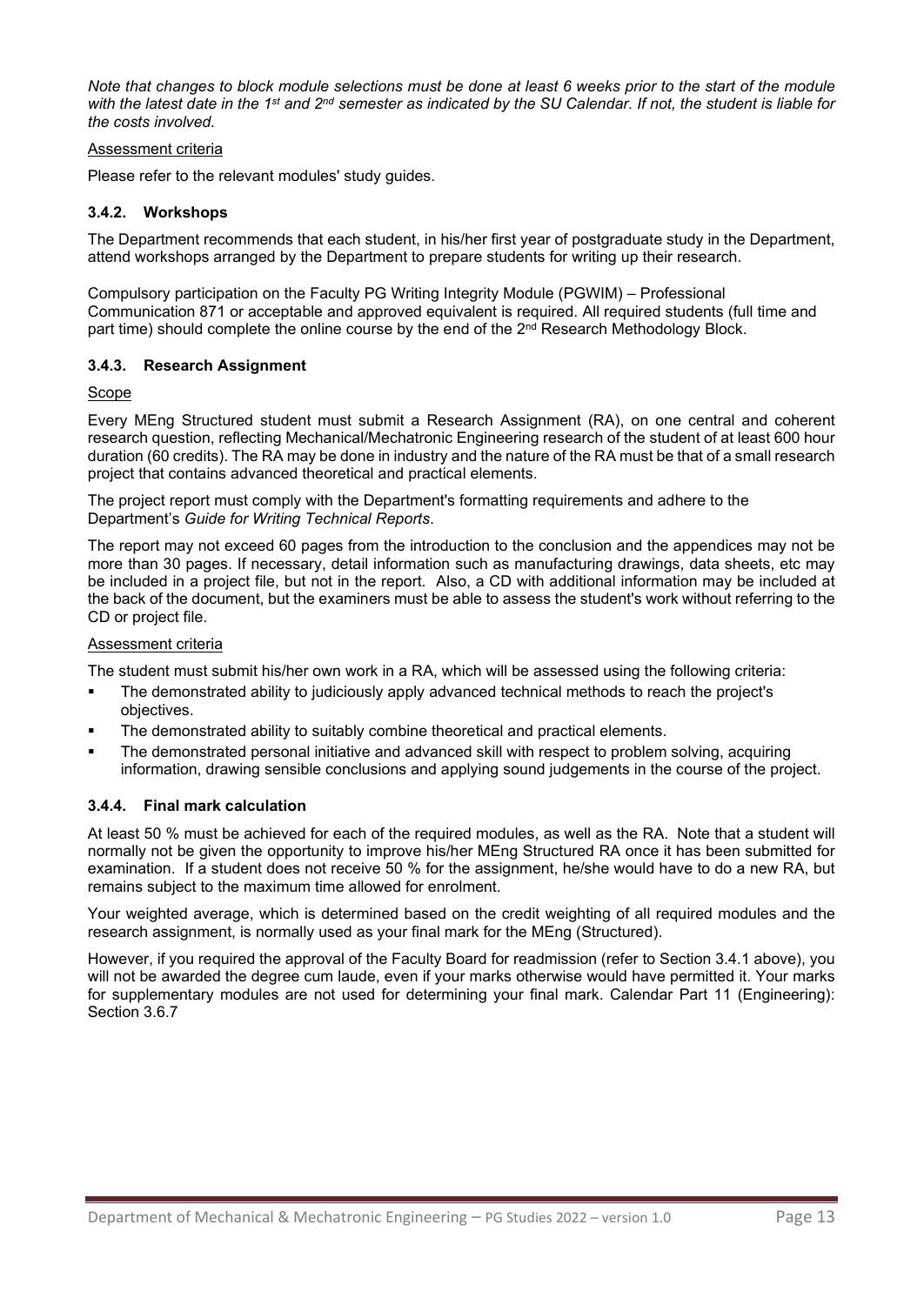*Note that changes to block module selections must be done at least 6 weeks prior to the start of the module with the latest date in the 1st and 2nd semester as indicated by the SU Calendar. If not, the student is liable for the costs involved.*

Assessment criteria

Please refer to the relevant modules' study guides.

### 3.4.2. Workshops

The Department recommends that each student, in his/her first year of postgraduate study in the Department, attend workshops arranged by the Department to prepare students for writing up their research.

Compulsory participation on the Faculty PG Writing Integrity Module (PGWIM) – Professional Communication 871 or acceptable and approved equivalent is required. All required students (full time and part time) should complete the online course by the end of the 2nd Research Methodology Block.

### 3.4.3. Research Assignment

Scope

Every MEng Structured student must submit a Research Assignment (RA), on one central and coherent research question, reflecting Mechanical/Mechatronic Engineering research of the student of at least 600 hour duration (60 credits). The RA may be done in industry and the nature of the RA must be that of a small research project that contains advanced theoretical and practical elements.

The project report must comply with the Department's formatting requirements and adhere to the Department's *Guide for Writing Technical Reports*.

The report may not exceed 60 pages from the introduction to the conclusion and the appendices may not be more than 30 pages. If necessary, detail information such as manufacturing drawings, data sheets, etc may be included in a project file, but not in the report. Also, a CD with additional information may be included at the back of the document, but the examiners must be able to assess the student's work without referring to the CD or project file.

Assessment criteria

The student must submit his/her own work in a RA, which will be assessed using the following criteria:

- The demonstrated ability to judiciously apply advanced technical methods to reach the project's objectives.
- The demonstrated ability to suitably combine theoretical and practical elements.
- The demonstrated personal initiative and advanced skill with respect to problem solving, acquiring information, drawing sensible conclusions and applying sound judgements in the course of the project.

### 3.4.4. Final mark calculation

At least 50 % must be achieved for each of the required modules, as well as the RA. Note that a student will normally not be given the opportunity to improve his/her MEng Structured RA once it has been submitted for examination. If a student does not receive 50 % for the assignment, he/she would have to do a new RA, but remains subject to the maximum time allowed for enrolment.

Your weighted average, which is determined based on the credit weighting of all required modules and the research assignment, is normally used as your final mark for the MEng (Structured).

However, if you required the approval of the Faculty Board for readmission (refer to Section 3.4.1 above), you will not be awarded the degree cum laude, even if your marks otherwise would have permitted it. Your marks for supplementary modules are not used for determining your final mark. Calendar Part 11 (Engineering): Section 3.6.7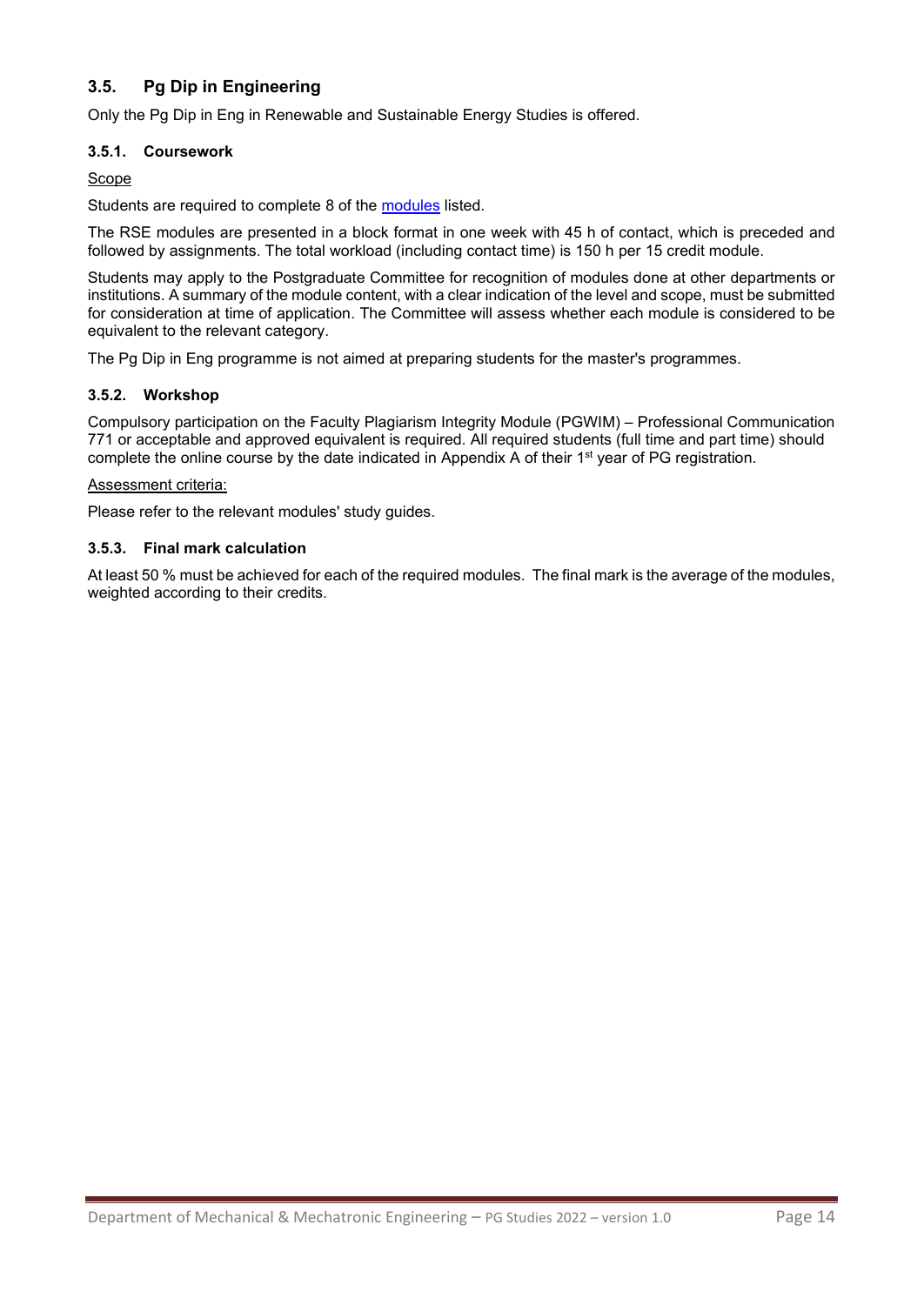## 3.5. Pg Dip in Engineering

Only the Pg Dip in Eng in Renewable and Sustainable Energy Studies is offered.

### 3.5.1. Coursework

Scope

Students are required to complete 8 of the modules listed.

The RSE modules are presented in a block format in one week with 45 h of contact, which is preceded and followed by assignments. The total workload (including contact time) is 150 h per 15 credit module.

Students may apply to the Postgraduate Committee for recognition of modules done at other departments or institutions. A summary of the module content, with a clear indication of the level and scope, must be submitted for consideration at time of application. The Committee will assess whether each module is considered to be equivalent to the relevant category.

The Pg Dip in Eng programme is not aimed at preparing students for the master's programmes.

### 3.5.2. Workshop

Compulsory participation on the Faculty Plagiarism Integrity Module (PGWIM) – Professional Communication 771 or acceptable and approved equivalent is required. All required students (full time and part time) should complete the online course by the date indicated in Appendix A of their 1st year of PG registration.

Assessment criteria:

Please refer to the relevant modules' study guides.

### 3.5.3. Final mark calculation

At least 50 % must be achieved for each of the required modules. The final mark is the average of the modules, weighted according to their credits.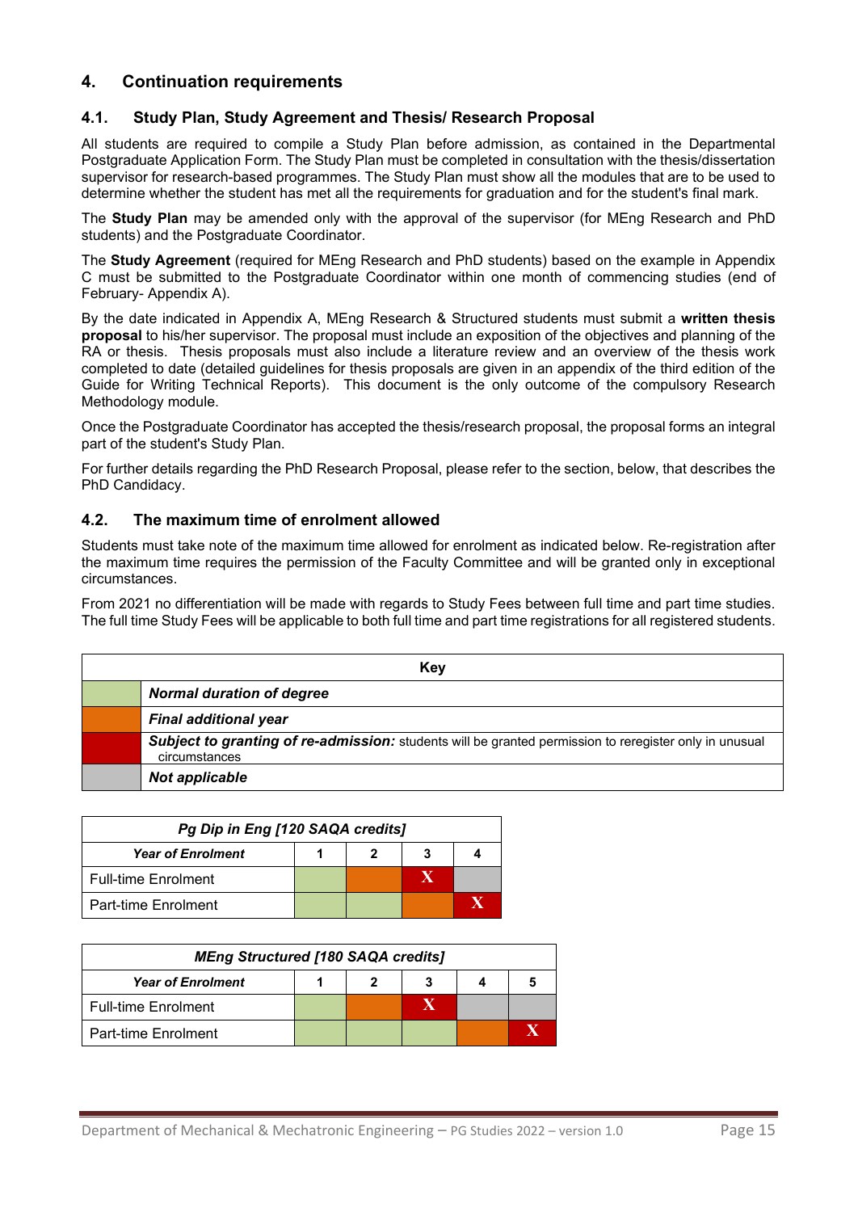## 4. Continuation requirements

### 4.1. Study Plan, Study Agreement and Thesis/ Research Proposal

All students are required to compile a Study Plan before admission, as contained in the Departmental Postgraduate Application Form. The Study Plan must be completed in consultation with the thesis/dissertation supervisor for research-based programmes. The Study Plan must show all the modules that are to be used to determine whether the student has met all the requirements for graduation and for the student's final mark.

The **Study Plan** may be amended only with the approval of the supervisor (for MEng Research and PhD students) and the Postgraduate Coordinator.

The **Study Agreement** (required for MEng Research and PhD students) based on the example in Appendix C must be submitted to the Postgraduate Coordinator within one month of commencing studies (end of February- Appendix A).

By the date indicated in Appendix A, MEng Research & Structured students must submit a **written thesis proposal** to his/her supervisor. The proposal must include an exposition of the objectives and planning of the RA or thesis. Thesis proposals must also include a literature review and an overview of the thesis work completed to date (detailed guidelines for thesis proposals are given in an appendix of the third edition of the Guide for Writing Technical Reports). This document is the only outcome of the compulsory Research Methodology module.

Once the Postgraduate Coordinator has accepted the thesis/research proposal, the proposal forms an integral part of the student's Study Plan.

For further details regarding the PhD Research Proposal, please refer to the section, below, that describes the PhD Candidacy.

### 4.2. The maximum time of enrolment allowed

Students must take note of the maximum time allowed for enrolment as indicated below. Re-registration after the maximum time requires the permission of the Faculty Committee and will be granted only in exceptional circumstances.

From 2021 no differentiation will be made with regards to Study Fees between full time and part time studies. The full time Study Fees will be applicable to both full time and part time registrations for all registered students.

| Key | |
|---|---|
| (green) | ***Normal duration of degree*** |
| (orange) | ***Final additional year*** |
| (red) | ***Subject to granting of re-admission:*** students will be granted permission to reregister only in unusual circumstances |
| (grey) | ***Not applicable*** |

| ***Pg Dip in Eng [120 SAQA credits]*** | | | | |
|---|---|---|---|---|
| ***Year of Enrolment*** | **1** | **2** | **3** | **4** |
| Full-time Enrolment | (green) | (orange) | (red) X | (grey) |
| Part-time Enrolment | (green) | (green) | (orange) | (red) X |

| ***MEng Structured [180 SAQA credits]*** | | | | | |
|---|---|---|---|---|---|
| ***Year of Enrolment*** | **1** | **2** | **3** | **4** | **5** |
| Full-time Enrolment | (green) | (orange) | (red) X | (grey) | (grey) |
| Part-time Enrolment | (green) | (green) | (green) | (orange) | (red) X |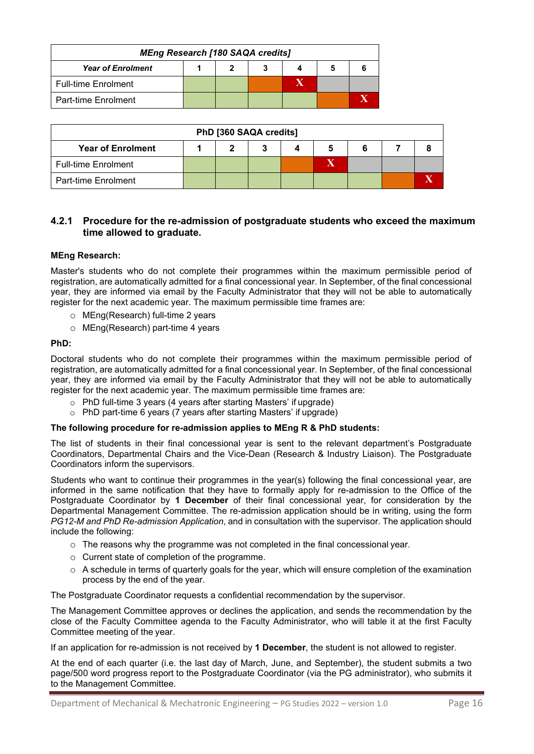| MEng Research [180 SAQA credits] | | | | | | |
|---|---|---|---|---|---|---|
| **Year of Enrolment** | **1** | **2** | **3** | **4** | **5** | **6** |
| Full-time Enrolment | | | | X | | |
| Part-time Enrolment | | | | | | X |

| PhD [360 SAQA credits] | | | | | | | | |
|---|---|---|---|---|---|---|---|---|
| **Year of Enrolment** | **1** | **2** | **3** | **4** | **5** | **6** | **7** | **8** |
| Full-time Enrolment | | | | | X | | | |
| Part-time Enrolment | | | | | | | | X |

### 4.2.1 Procedure for the re-admission of postgraduate students who exceed the maximum time allowed to graduate.

**MEng Research:**

Master's students who do not complete their programmes within the maximum permissible period of registration, are automatically admitted for a final concessional year. In September, of the final concessional year, they are informed via email by the Faculty Administrator that they will not be able to automatically register for the next academic year. The maximum permissible time frames are:

- MEng(Research) full-time 2 years
- MEng(Research) part-time 4 years

**PhD:**

Doctoral students who do not complete their programmes within the maximum permissible period of registration, are automatically admitted for a final concessional year. In September, of the final concessional year, they are informed via email by the Faculty Administrator that they will not be able to automatically register for the next academic year. The maximum permissible time frames are:

- PhD full-time 3 years (4 years after starting Masters' if upgrade)
- PhD part-time 6 years (7 years after starting Masters' if upgrade)

**The following procedure for re-admission applies to MEng R & PhD students:**

The list of students in their final concessional year is sent to the relevant department's Postgraduate Coordinators, Departmental Chairs and the Vice-Dean (Research & Industry Liaison). The Postgraduate Coordinators inform the supervisors.

Students who want to continue their programmes in the year(s) following the final concessional year, are informed in the same notification that they have to formally apply for re-admission to the Office of the Postgraduate Coordinator by **1 December** of their final concessional year, for consideration by the Departmental Management Committee. The re-admission application should be in writing, using the form *PG12-M and PhD Re-admission Application*, and in consultation with the supervisor. The application should include the following:

- The reasons why the programme was not completed in the final concessional year.
- Current state of completion of the programme.
- A schedule in terms of quarterly goals for the year, which will ensure completion of the examination process by the end of the year.

The Postgraduate Coordinator requests a confidential recommendation by the supervisor.

The Management Committee approves or declines the application, and sends the recommendation by the close of the Faculty Committee agenda to the Faculty Administrator, who will table it at the first Faculty Committee meeting of the year.

If an application for re-admission is not received by **1 December**, the student is not allowed to register.

At the end of each quarter (i.e. the last day of March, June, and September), the student submits a two page/500 word progress report to the Postgraduate Coordinator (via the PG administrator), who submits it to the Management Committee.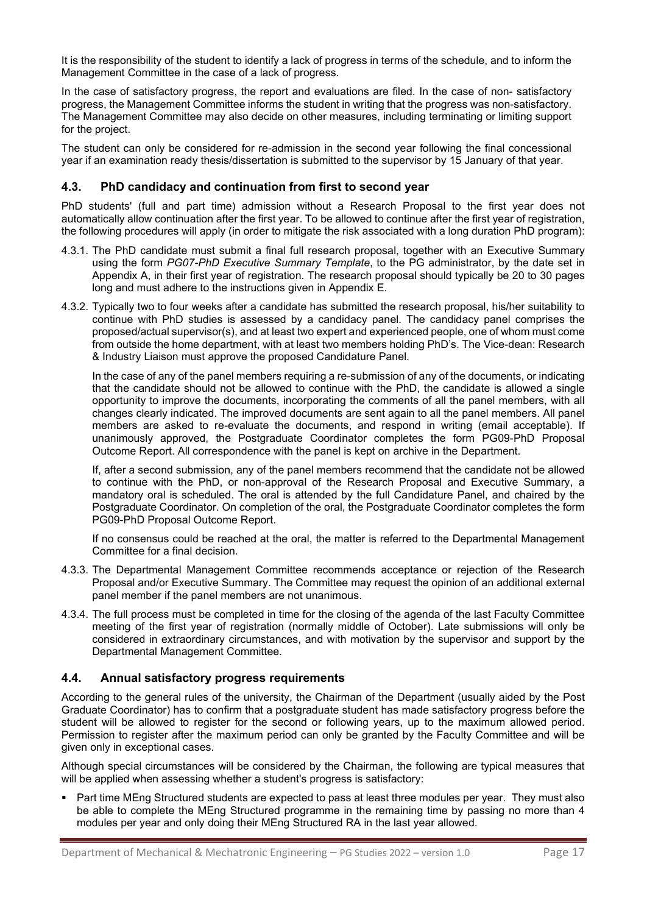It is the responsibility of the student to identify a lack of progress in terms of the schedule, and to inform the Management Committee in the case of a lack of progress.

In the case of satisfactory progress, the report and evaluations are filed. In the case of non- satisfactory progress, the Management Committee informs the student in writing that the progress was non-satisfactory. The Management Committee may also decide on other measures, including terminating or limiting support for the project.

The student can only be considered for re-admission in the second year following the final concessional year if an examination ready thesis/dissertation is submitted to the supervisor by 15 January of that year.

### 4.3. PhD candidacy and continuation from first to second year

PhD students' (full and part time) admission without a Research Proposal to the first year does not automatically allow continuation after the first year. To be allowed to continue after the first year of registration, the following procedures will apply (in order to mitigate the risk associated with a long duration PhD program):

4.3.1. The PhD candidate must submit a final full research proposal, together with an Executive Summary using the form *PG07-PhD Executive Summary Template*, to the PG administrator, by the date set in Appendix A, in their first year of registration. The research proposal should typically be 20 to 30 pages long and must adhere to the instructions given in Appendix E.

4.3.2. Typically two to four weeks after a candidate has submitted the research proposal, his/her suitability to continue with PhD studies is assessed by a candidacy panel. The candidacy panel comprises the proposed/actual supervisor(s), and at least two expert and experienced people, one of whom must come from outside the home department, with at least two members holding PhD's. The Vice-dean: Research & Industry Liaison must approve the proposed Candidature Panel.

In the case of any of the panel members requiring a re-submission of any of the documents, or indicating that the candidate should not be allowed to continue with the PhD, the candidate is allowed a single opportunity to improve the documents, incorporating the comments of all the panel members, with all changes clearly indicated. The improved documents are sent again to all the panel members. All panel members are asked to re-evaluate the documents, and respond in writing (email acceptable). If unanimously approved, the Postgraduate Coordinator completes the form PG09-PhD Proposal Outcome Report. All correspondence with the panel is kept on archive in the Department.

If, after a second submission, any of the panel members recommend that the candidate not be allowed to continue with the PhD, or non-approval of the Research Proposal and Executive Summary, a mandatory oral is scheduled. The oral is attended by the full Candidature Panel, and chaired by the Postgraduate Coordinator. On completion of the oral, the Postgraduate Coordinator completes the form PG09-PhD Proposal Outcome Report.

If no consensus could be reached at the oral, the matter is referred to the Departmental Management Committee for a final decision.

4.3.3. The Departmental Management Committee recommends acceptance or rejection of the Research Proposal and/or Executive Summary. The Committee may request the opinion of an additional external panel member if the panel members are not unanimous.

4.3.4. The full process must be completed in time for the closing of the agenda of the last Faculty Committee meeting of the first year of registration (normally middle of October). Late submissions will only be considered in extraordinary circumstances, and with motivation by the supervisor and support by the Departmental Management Committee.

### 4.4. Annual satisfactory progress requirements

According to the general rules of the university, the Chairman of the Department (usually aided by the Post Graduate Coordinator) has to confirm that a postgraduate student has made satisfactory progress before the student will be allowed to register for the second or following years, up to the maximum allowed period. Permission to register after the maximum period can only be granted by the Faculty Committee and will be given only in exceptional cases.

Although special circumstances will be considered by the Chairman, the following are typical measures that will be applied when assessing whether a student's progress is satisfactory:

- Part time MEng Structured students are expected to pass at least three modules per year. They must also be able to complete the MEng Structured programme in the remaining time by passing no more than 4 modules per year and only doing their MEng Structured RA in the last year allowed.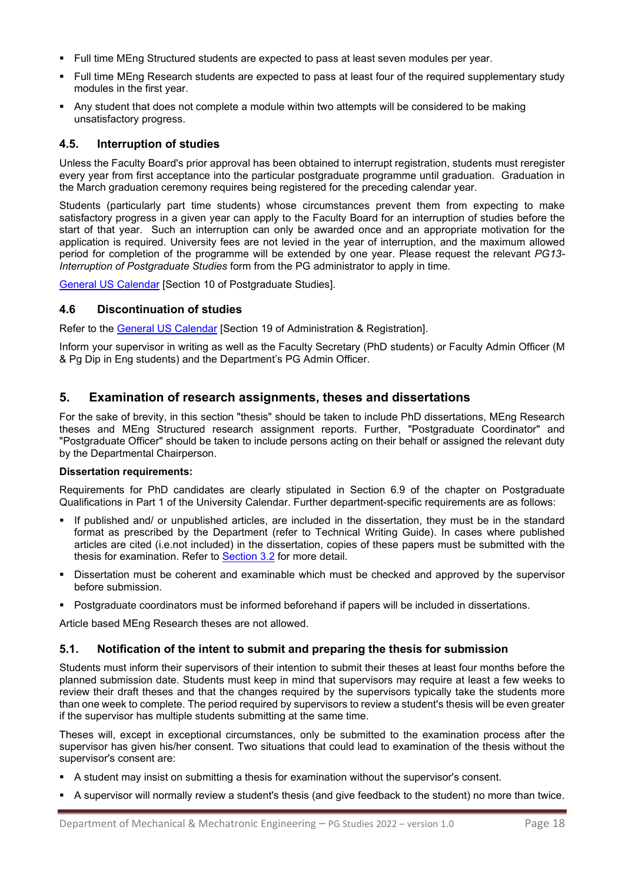- Full time MEng Structured students are expected to pass at least seven modules per year.
- Full time MEng Research students are expected to pass at least four of the required supplementary study modules in the first year.
- Any student that does not complete a module within two attempts will be considered to be making unsatisfactory progress.

### 4.5. Interruption of studies

Unless the Faculty Board's prior approval has been obtained to interrupt registration, students must reregister every year from first acceptance into the particular postgraduate programme until graduation. Graduation in the March graduation ceremony requires being registered for the preceding calendar year.

Students (particularly part time students) whose circumstances prevent them from expecting to make satisfactory progress in a given year can apply to the Faculty Board for an interruption of studies before the start of that year. Such an interruption can only be awarded once and an appropriate motivation for the application is required. University fees are not levied in the year of interruption, and the maximum allowed period for completion of the programme will be extended by one year. Please request the relevant *PG13-Interruption of Postgraduate Studies* form from the PG administrator to apply in time.

[General US Calendar] [Section 10 of Postgraduate Studies].

### 4.6 Discontinuation of studies

Refer to the [General US Calendar] [Section 19 of Administration & Registration].

Inform your supervisor in writing as well as the Faculty Secretary (PhD students) or Faculty Admin Officer (M & Pg Dip in Eng students) and the Department's PG Admin Officer.

## 5. Examination of research assignments, theses and dissertations

For the sake of brevity, in this section "thesis" should be taken to include PhD dissertations, MEng Research theses and MEng Structured research assignment reports. Further, "Postgraduate Coordinator" and "Postgraduate Officer" should be taken to include persons acting on their behalf or assigned the relevant duty by the Departmental Chairperson.

**Dissertation requirements:**

Requirements for PhD candidates are clearly stipulated in Section 6.9 of the chapter on Postgraduate Qualifications in Part 1 of the University Calendar. Further department-specific requirements are as follows:

- If published and/ or unpublished articles, are included in the dissertation, they must be in the standard format as prescribed by the Department (refer to Technical Writing Guide). In cases where published articles are cited (i.e.not included) in the dissertation, copies of these papers must be submitted with the thesis for examination. Refer to Section 3.2 for more detail.
- Dissertation must be coherent and examinable which must be checked and approved by the supervisor before submission.
- Postgraduate coordinators must be informed beforehand if papers will be included in dissertations.

Article based MEng Research theses are not allowed.

### 5.1. Notification of the intent to submit and preparing the thesis for submission

Students must inform their supervisors of their intention to submit their theses at least four months before the planned submission date. Students must keep in mind that supervisors may require at least a few weeks to review their draft theses and that the changes required by the supervisors typically take the students more than one week to complete. The period required by supervisors to review a student's thesis will be even greater if the supervisor has multiple students submitting at the same time.

Theses will, except in exceptional circumstances, only be submitted to the examination process after the supervisor has given his/her consent. Two situations that could lead to examination of the thesis without the supervisor's consent are:

- A student may insist on submitting a thesis for examination without the supervisor's consent.
- A supervisor will normally review a student's thesis (and give feedback to the student) no more than twice.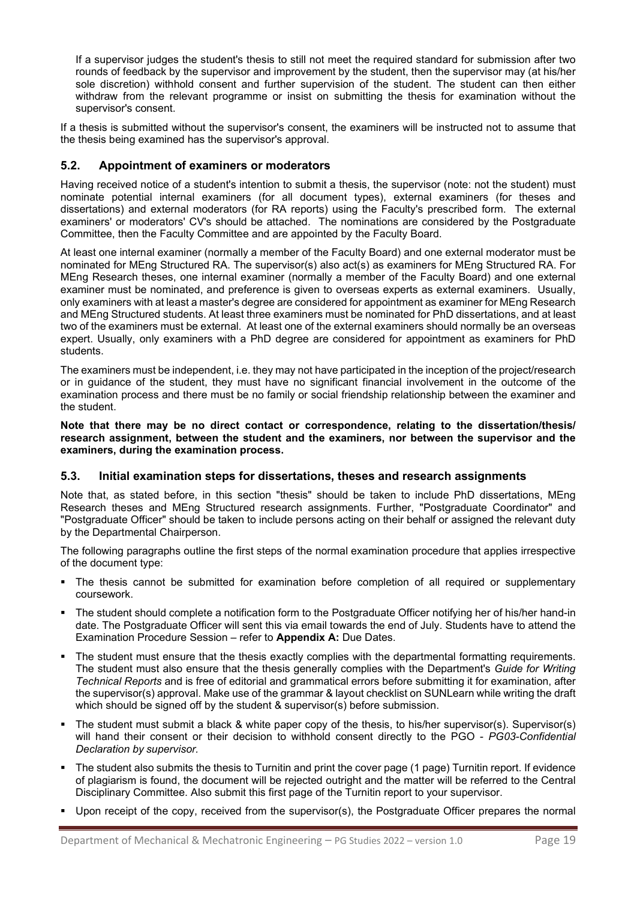If a supervisor judges the student's thesis to still not meet the required standard for submission after two rounds of feedback by the supervisor and improvement by the student, then the supervisor may (at his/her sole discretion) withhold consent and further supervision of the student. The student can then either withdraw from the relevant programme or insist on submitting the thesis for examination without the supervisor's consent.

If a thesis is submitted without the supervisor's consent, the examiners will be instructed not to assume that the thesis being examined has the supervisor's approval.

### 5.2. Appointment of examiners or moderators

Having received notice of a student's intention to submit a thesis, the supervisor (note: not the student) must nominate potential internal examiners (for all document types), external examiners (for theses and dissertations) and external moderators (for RA reports) using the Faculty's prescribed form. The external examiners' or moderators' CV's should be attached. The nominations are considered by the Postgraduate Committee, then the Faculty Committee and are appointed by the Faculty Board.

At least one internal examiner (normally a member of the Faculty Board) and one external moderator must be nominated for MEng Structured RA. The supervisor(s) also act(s) as examiners for MEng Structured RA. For MEng Research theses, one internal examiner (normally a member of the Faculty Board) and one external examiner must be nominated, and preference is given to overseas experts as external examiners. Usually, only examiners with at least a master's degree are considered for appointment as examiner for MEng Research and MEng Structured students. At least three examiners must be nominated for PhD dissertations, and at least two of the examiners must be external. At least one of the external examiners should normally be an overseas expert. Usually, only examiners with a PhD degree are considered for appointment as examiners for PhD students.

The examiners must be independent, i.e. they may not have participated in the inception of the project/research or in guidance of the student, they must have no significant financial involvement in the outcome of the examination process and there must be no family or social friendship relationship between the examiner and the student.

**Note that there may be no direct contact or correspondence, relating to the dissertation/thesis/ research assignment, between the student and the examiners, nor between the supervisor and the examiners, during the examination process.**

### 5.3. Initial examination steps for dissertations, theses and research assignments

Note that, as stated before, in this section "thesis" should be taken to include PhD dissertations, MEng Research theses and MEng Structured research assignments. Further, "Postgraduate Coordinator" and "Postgraduate Officer" should be taken to include persons acting on their behalf or assigned the relevant duty by the Departmental Chairperson.

The following paragraphs outline the first steps of the normal examination procedure that applies irrespective of the document type:

- The thesis cannot be submitted for examination before completion of all required or supplementary coursework.
- The student should complete a notification form to the Postgraduate Officer notifying her of his/her hand-in date. The Postgraduate Officer will sent this via email towards the end of July. Students have to attend the Examination Procedure Session – refer to **Appendix A:** Due Dates.
- The student must ensure that the thesis exactly complies with the departmental formatting requirements. The student must also ensure that the thesis generally complies with the Department's *Guide for Writing Technical Reports* and is free of editorial and grammatical errors before submitting it for examination, after the supervisor(s) approval. Make use of the grammar & layout checklist on SUNLearn while writing the draft which should be signed off by the student & supervisor(s) before submission.
- The student must submit a black & white paper copy of the thesis, to his/her supervisor(s). Supervisor(s) will hand their consent or their decision to withhold consent directly to the PGO - *PG03-Confidential Declaration by supervisor.*
- The student also submits the thesis to Turnitin and print the cover page (1 page) Turnitin report. If evidence of plagiarism is found, the document will be rejected outright and the matter will be referred to the Central Disciplinary Committee. Also submit this first page of the Turnitin report to your supervisor.
- Upon receipt of the copy, received from the supervisor(s), the Postgraduate Officer prepares the normal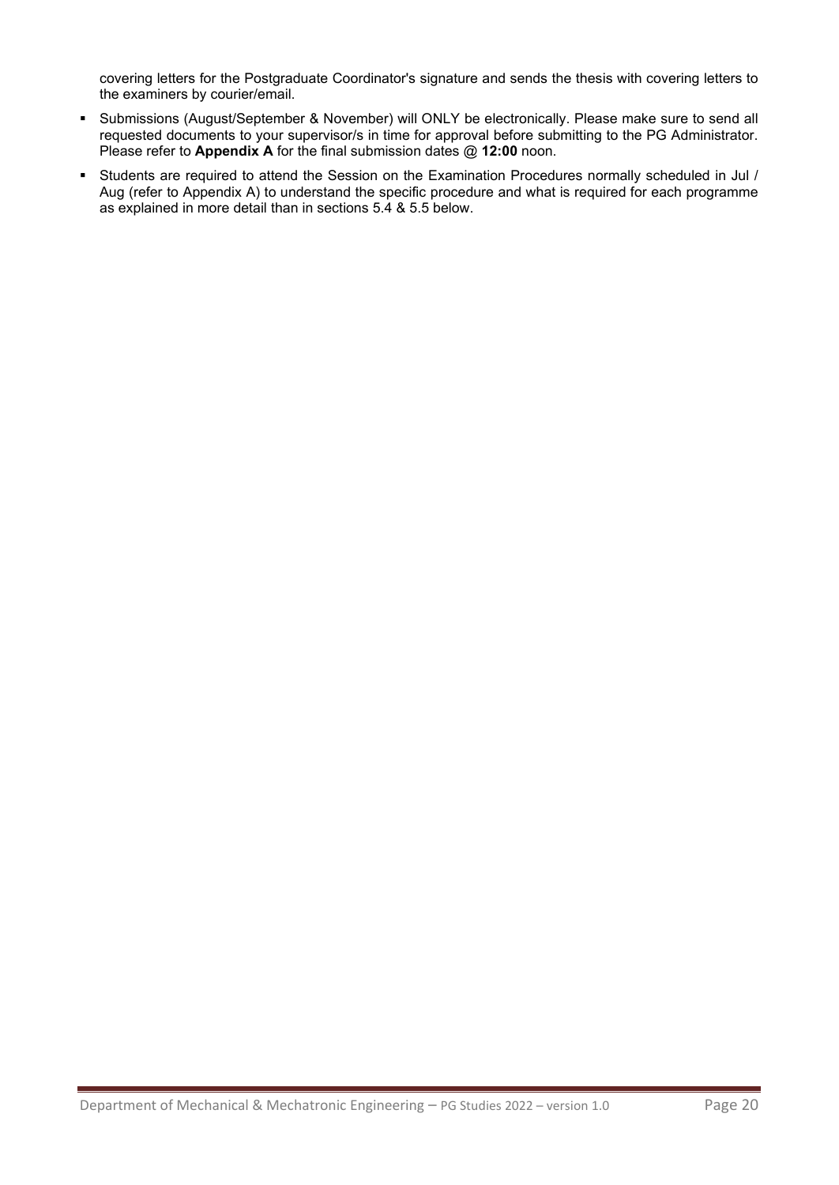covering letters for the Postgraduate Coordinator's signature and sends the thesis with covering letters to the examiners by courier/email.

- Submissions (August/September & November) will ONLY be electronically. Please make sure to send all requested documents to your supervisor/s in time for approval before submitting to the PG Administrator. Please refer to **Appendix A** for the final submission dates @ **12:00** noon.
- Students are required to attend the Session on the Examination Procedures normally scheduled in Jul / Aug (refer to Appendix A) to understand the specific procedure and what is required for each programme as explained in more detail than in sections 5.4 & 5.5 below.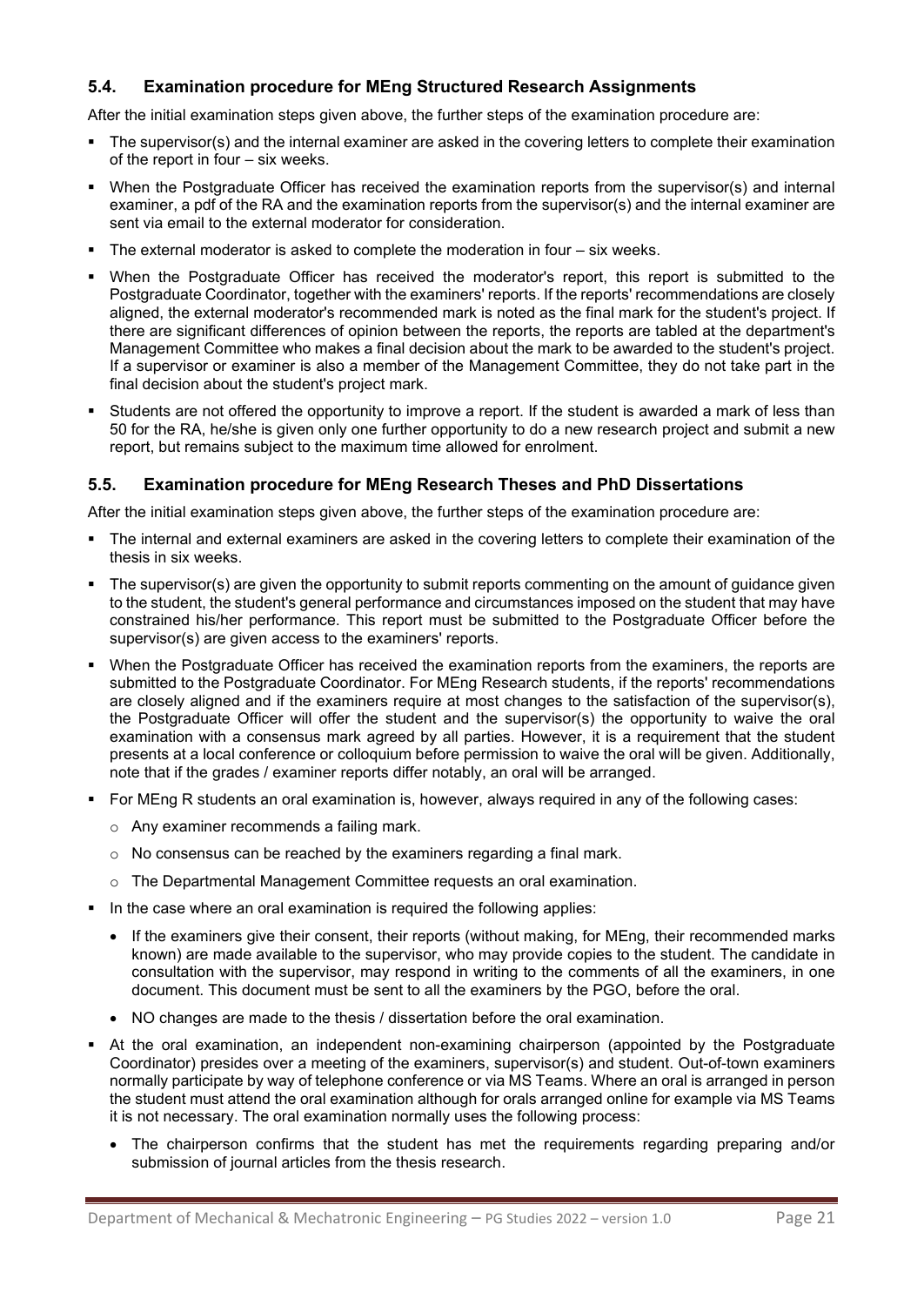### 5.4. Examination procedure for MEng Structured Research Assignments

After the initial examination steps given above, the further steps of the examination procedure are:

- The supervisor(s) and the internal examiner are asked in the covering letters to complete their examination of the report in four – six weeks.
- When the Postgraduate Officer has received the examination reports from the supervisor(s) and internal examiner, a pdf of the RA and the examination reports from the supervisor(s) and the internal examiner are sent via email to the external moderator for consideration.
- The external moderator is asked to complete the moderation in four – six weeks.
- When the Postgraduate Officer has received the moderator's report, this report is submitted to the Postgraduate Coordinator, together with the examiners' reports. If the reports' recommendations are closely aligned, the external moderator's recommended mark is noted as the final mark for the student's project. If there are significant differences of opinion between the reports, the reports are tabled at the department's Management Committee who makes a final decision about the mark to be awarded to the student's project. If a supervisor or examiner is also a member of the Management Committee, they do not take part in the final decision about the student's project mark.
- Students are not offered the opportunity to improve a report. If the student is awarded a mark of less than 50 for the RA, he/she is given only one further opportunity to do a new research project and submit a new report, but remains subject to the maximum time allowed for enrolment.

### 5.5. Examination procedure for MEng Research Theses and PhD Dissertations

After the initial examination steps given above, the further steps of the examination procedure are:

- The internal and external examiners are asked in the covering letters to complete their examination of the thesis in six weeks.
- The supervisor(s) are given the opportunity to submit reports commenting on the amount of guidance given to the student, the student's general performance and circumstances imposed on the student that may have constrained his/her performance. This report must be submitted to the Postgraduate Officer before the supervisor(s) are given access to the examiners' reports.
- When the Postgraduate Officer has received the examination reports from the examiners, the reports are submitted to the Postgraduate Coordinator. For MEng Research students, if the reports' recommendations are closely aligned and if the examiners require at most changes to the satisfaction of the supervisor(s), the Postgraduate Officer will offer the student and the supervisor(s) the opportunity to waive the oral examination with a consensus mark agreed by all parties. However, it is a requirement that the student presents at a local conference or colloquium before permission to waive the oral will be given. Additionally, note that if the grades / examiner reports differ notably, an oral will be arranged.
- For MEng R students an oral examination is, however, always required in any of the following cases:
  - Any examiner recommends a failing mark.
  - No consensus can be reached by the examiners regarding a final mark.
  - The Departmental Management Committee requests an oral examination.
- In the case where an oral examination is required the following applies:
  - If the examiners give their consent, their reports (without making, for MEng, their recommended marks known) are made available to the supervisor, who may provide copies to the student. The candidate in consultation with the supervisor, may respond in writing to the comments of all the examiners, in one document. This document must be sent to all the examiners by the PGO, before the oral.
  - NO changes are made to the thesis / dissertation before the oral examination.
- At the oral examination, an independent non-examining chairperson (appointed by the Postgraduate Coordinator) presides over a meeting of the examiners, supervisor(s) and student. Out-of-town examiners normally participate by way of telephone conference or via MS Teams. Where an oral is arranged in person the student must attend the oral examination although for orals arranged online for example via MS Teams it is not necessary. The oral examination normally uses the following process:
  - The chairperson confirms that the student has met the requirements regarding preparing and/or submission of journal articles from the thesis research.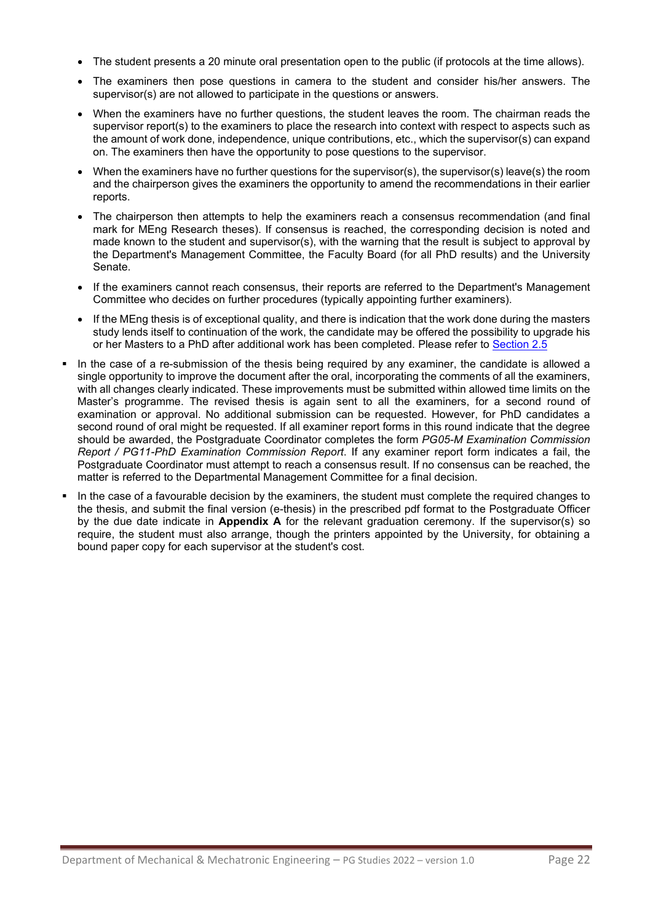- The student presents a 20 minute oral presentation open to the public (if protocols at the time allows).
- The examiners then pose questions in camera to the student and consider his/her answers. The supervisor(s) are not allowed to participate in the questions or answers.
- When the examiners have no further questions, the student leaves the room. The chairman reads the supervisor report(s) to the examiners to place the research into context with respect to aspects such as the amount of work done, independence, unique contributions, etc., which the supervisor(s) can expand on. The examiners then have the opportunity to pose questions to the supervisor.
- When the examiners have no further questions for the supervisor(s), the supervisor(s) leave(s) the room and the chairperson gives the examiners the opportunity to amend the recommendations in their earlier reports.
- The chairperson then attempts to help the examiners reach a consensus recommendation (and final mark for MEng Research theses). If consensus is reached, the corresponding decision is noted and made known to the student and supervisor(s), with the warning that the result is subject to approval by the Department's Management Committee, the Faculty Board (for all PhD results) and the University Senate.
- If the examiners cannot reach consensus, their reports are referred to the Department's Management Committee who decides on further procedures (typically appointing further examiners).
- If the MEng thesis is of exceptional quality, and there is indication that the work done during the masters study lends itself to continuation of the work, the candidate may be offered the possibility to upgrade his or her Masters to a PhD after additional work has been completed. Please refer to Section 2.5

- In the case of a re-submission of the thesis being required by any examiner, the candidate is allowed a single opportunity to improve the document after the oral, incorporating the comments of all the examiners, with all changes clearly indicated. These improvements must be submitted within allowed time limits on the Master's programme. The revised thesis is again sent to all the examiners, for a second round of examination or approval. No additional submission can be requested. However, for PhD candidates a second round of oral might be requested. If all examiner report forms in this round indicate that the degree should be awarded, the Postgraduate Coordinator completes the form *PG05-M Examination Commission Report / PG11-PhD Examination Commission Report*. If any examiner report form indicates a fail, the Postgraduate Coordinator must attempt to reach a consensus result. If no consensus can be reached, the matter is referred to the Departmental Management Committee for a final decision.
- In the case of a favourable decision by the examiners, the student must complete the required changes to the thesis, and submit the final version (e-thesis) in the prescribed pdf format to the Postgraduate Officer by the due date indicate in **Appendix A** for the relevant graduation ceremony. If the supervisor(s) so require, the student must also arrange, though the printers appointed by the University, for obtaining a bound paper copy for each supervisor at the student's cost.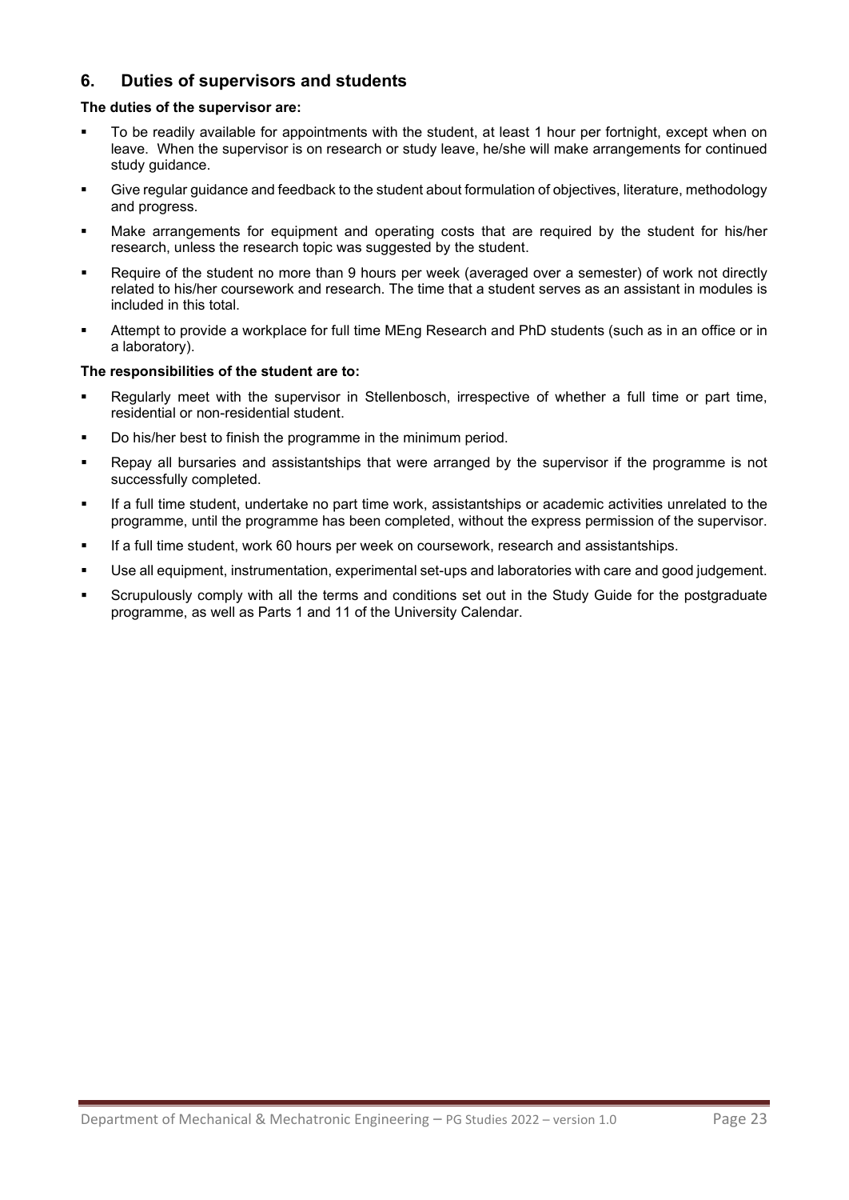## 6. Duties of supervisors and students

**The duties of the supervisor are:**

- To be readily available for appointments with the student, at least 1 hour per fortnight, except when on leave. When the supervisor is on research or study leave, he/she will make arrangements for continued study guidance.
- Give regular guidance and feedback to the student about formulation of objectives, literature, methodology and progress.
- Make arrangements for equipment and operating costs that are required by the student for his/her research, unless the research topic was suggested by the student.
- Require of the student no more than 9 hours per week (averaged over a semester) of work not directly related to his/her coursework and research. The time that a student serves as an assistant in modules is included in this total.
- Attempt to provide a workplace for full time MEng Research and PhD students (such as in an office or in a laboratory).

**The responsibilities of the student are to:**

- Regularly meet with the supervisor in Stellenbosch, irrespective of whether a full time or part time, residential or non-residential student.
- Do his/her best to finish the programme in the minimum period.
- Repay all bursaries and assistantships that were arranged by the supervisor if the programme is not successfully completed.
- If a full time student, undertake no part time work, assistantships or academic activities unrelated to the programme, until the programme has been completed, without the express permission of the supervisor.
- If a full time student, work 60 hours per week on coursework, research and assistantships.
- Use all equipment, instrumentation, experimental set-ups and laboratories with care and good judgement.
- Scrupulously comply with all the terms and conditions set out in the Study Guide for the postgraduate programme, as well as Parts 1 and 11 of the University Calendar.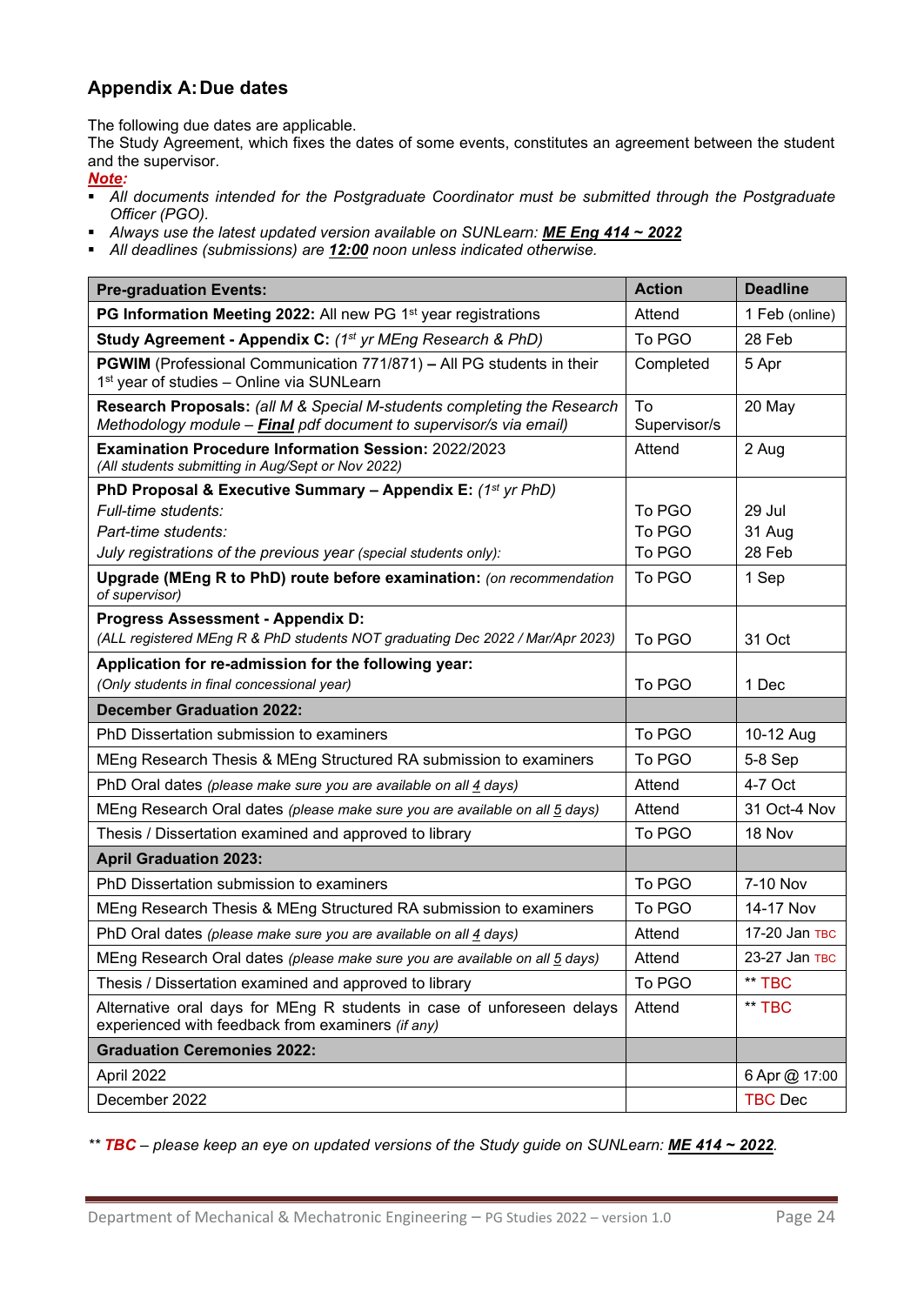## Appendix A: Due dates

The following due dates are applicable.
The Study Agreement, which fixes the dates of some events, constitutes an agreement between the student and the supervisor.

***Note:***

- *All documents intended for the Postgraduate Coordinator must be submitted through the Postgraduate Officer (PGO).*
- *Always use the latest updated version available on SUNLearn:* ***ME Eng 414 ~ 2022***
- *All deadlines (submissions) are* ***12:00*** *noon unless indicated otherwise.*

| **Pre-graduation Events:** | **Action** | **Deadline** |
|---|---|---|
| **PG Information Meeting 2022:** All new PG 1st year registrations | Attend | 1 Feb (online) |
| **Study Agreement - Appendix C:** *(1st yr MEng Research & PhD)* | To PGO | 28 Feb |
| **PGWIM** (Professional Communication 771/871) **–** All PG students in their 1st year of studies – Online via SUNLearn | Completed | 5 Apr |
| **Research Proposals:** *(all M & Special M-students completing the Research Methodology module –* ***Final*** *pdf document to supervisor/s via email)* | To Supervisor/s | 20 May |
| **Examination Procedure Information Session:** 2022/2023 *(All students submitting in Aug/Sept or Nov 2022)* | Attend | 2 Aug |
| **PhD Proposal & Executive Summary – Appendix E:** *(1st yr PhD)*<br>*Full-time students:*<br>*Part-time students:*<br>*July registrations of the previous year (special students only):* | <br>To PGO<br>To PGO<br>To PGO | <br>29 Jul<br>31 Aug<br>28 Feb |
| **Upgrade (MEng R to PhD) route before examination:** *(on recommendation of supervisor)* | To PGO | 1 Sep |
| **Progress Assessment - Appendix D:**<br>*(ALL registered MEng R & PhD students NOT graduating Dec 2022 / Mar/Apr 2023)* | To PGO | 31 Oct |
| **Application for re-admission for the following year:**<br>*(Only students in final concessional year)* | To PGO | 1 Dec |
| **December Graduation 2022:** | | |
| PhD Dissertation submission to examiners | To PGO | 10-12 Aug |
| MEng Research Thesis & MEng Structured RA submission to examiners | To PGO | 5-8 Sep |
| PhD Oral dates *(please make sure you are available on all 4 days)* | Attend | 4-7 Oct |
| MEng Research Oral dates *(please make sure you are available on all 5 days)* | Attend | 31 Oct-4 Nov |
| Thesis / Dissertation examined and approved to library | To PGO | 18 Nov |
| **April Graduation 2023:** | | |
| PhD Dissertation submission to examiners | To PGO | 7-10 Nov |
| MEng Research Thesis & MEng Structured RA submission to examiners | To PGO | 14-17 Nov |
| PhD Oral dates *(please make sure you are available on all 4 days)* | Attend | 17-20 Jan TBC |
| MEng Research Oral dates *(please make sure you are available on all 5 days)* | Attend | 23-27 Jan TBC |
| Thesis / Dissertation examined and approved to library | To PGO | ** TBC |
| Alternative oral days for MEng R students in case of unforeseen delays experienced with feedback from examiners *(if any)* | Attend | ** TBC |
| **Graduation Ceremonies 2022:** | | |
| April 2022 | | 6 Apr @ 17:00 |
| December 2022 | | TBC Dec |

*** ***TBC*** *– please keep an eye on updated versions of the Study guide on SUNLearn:* ***ME 414 ~ 2022***.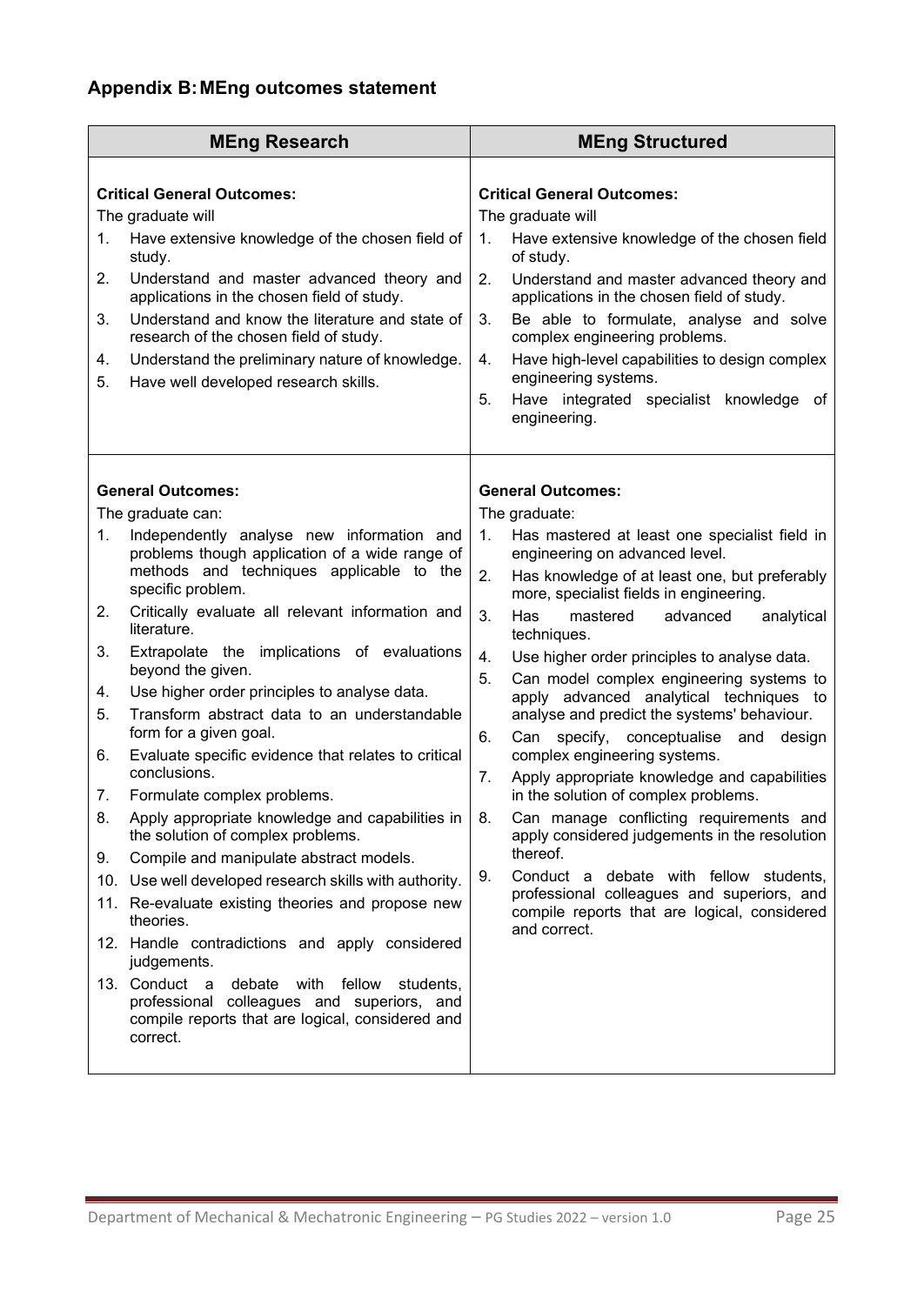## Appendix B: MEng outcomes statement

| MEng Research | MEng Structured |
|---|---|
| **Critical General Outcomes:**<br>The graduate will<br>1. Have extensive knowledge of the chosen field of study.<br>2. Understand and master advanced theory and applications in the chosen field of study.<br>3. Understand and know the literature and state of research of the chosen field of study.<br>4. Understand the preliminary nature of knowledge.<br>5. Have well developed research skills. | **Critical General Outcomes:**<br>The graduate will<br>1. Have extensive knowledge of the chosen field of study.<br>2. Understand and master advanced theory and applications in the chosen field of study.<br>3. Be able to formulate, analyse and solve complex engineering problems.<br>4. Have high-level capabilities to design complex engineering systems.<br>5. Have integrated specialist knowledge of engineering. |
| **General Outcomes:**<br>The graduate can:<br>1. Independently analyse new information and problems though application of a wide range of methods and techniques applicable to the specific problem.<br>2. Critically evaluate all relevant information and literature.<br>3. Extrapolate the implications of evaluations beyond the given.<br>4. Use higher order principles to analyse data.<br>5. Transform abstract data to an understandable form for a given goal.<br>6. Evaluate specific evidence that relates to critical conclusions.<br>7. Formulate complex problems.<br>8. Apply appropriate knowledge and capabilities in the solution of complex problems.<br>9. Compile and manipulate abstract models.<br>10. Use well developed research skills with authority.<br>11. Re-evaluate existing theories and propose new theories.<br>12. Handle contradictions and apply considered judgements.<br>13. Conduct a debate with fellow students, professional colleagues and superiors, and compile reports that are logical, considered and correct. | **General Outcomes:**<br>The graduate:<br>1. Has mastered at least one specialist field in engineering on advanced level.<br>2. Has knowledge of at least one, but preferably more, specialist fields in engineering.<br>3. Has mastered advanced analytical techniques.<br>4. Use higher order principles to analyse data.<br>5. Can model complex engineering systems to apply advanced analytical techniques to analyse and predict the systems' behaviour.<br>6. Can specify, conceptualise and design complex engineering systems.<br>7. Apply appropriate knowledge and capabilities in the solution of complex problems.<br>8. Can manage conflicting requirements and apply considered judgements in the resolution thereof.<br>9. Conduct a debate with fellow students, professional colleagues and superiors, and compile reports that are logical, considered and correct. |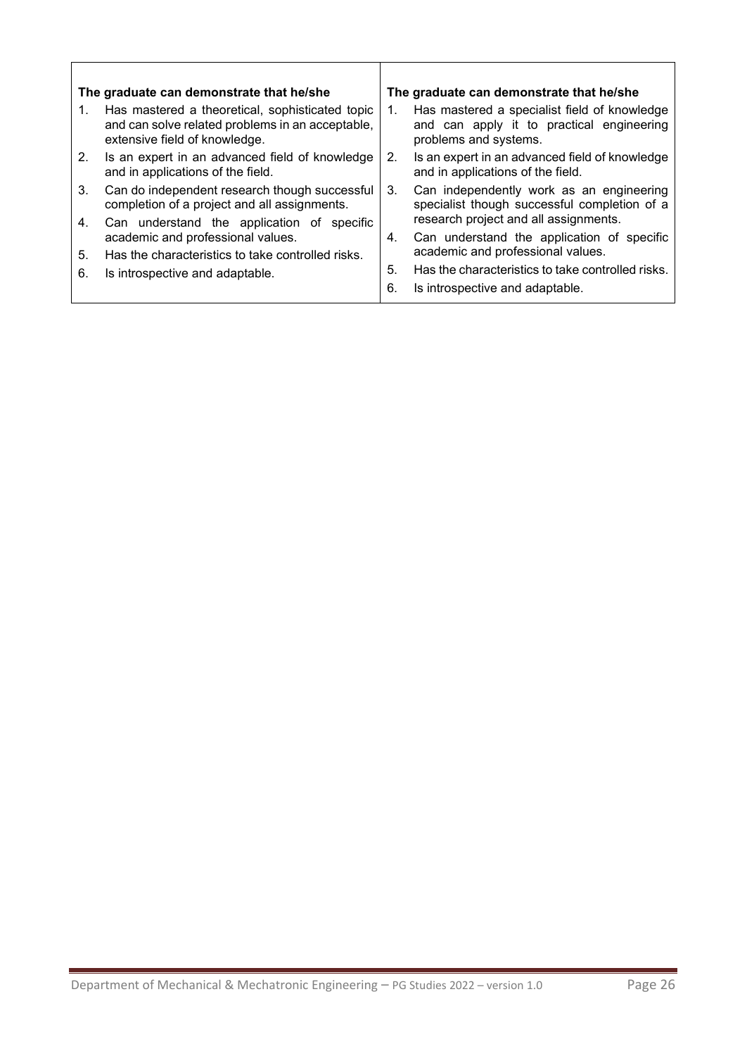| The graduate can demonstrate that he/she | The graduate can demonstrate that he/she |
| --- | --- |
| 1. Has mastered a theoretical, sophisticated topic and can solve related problems in an acceptable, extensive field of knowledge.<br>2. Is an expert in an advanced field of knowledge and in applications of the field.<br>3. Can do independent research though successful completion of a project and all assignments.<br>4. Can understand the application of specific academic and professional values.<br>5. Has the characteristics to take controlled risks.<br>6. Is introspective and adaptable. | 1. Has mastered a specialist field of knowledge and can apply it to practical engineering problems and systems.<br>2. Is an expert in an advanced field of knowledge and in applications of the field.<br>3. Can independently work as an engineering specialist though successful completion of a research project and all assignments.<br>4. Can understand the application of specific academic and professional values.<br>5. Has the characteristics to take controlled risks.<br>6. Is introspective and adaptable. |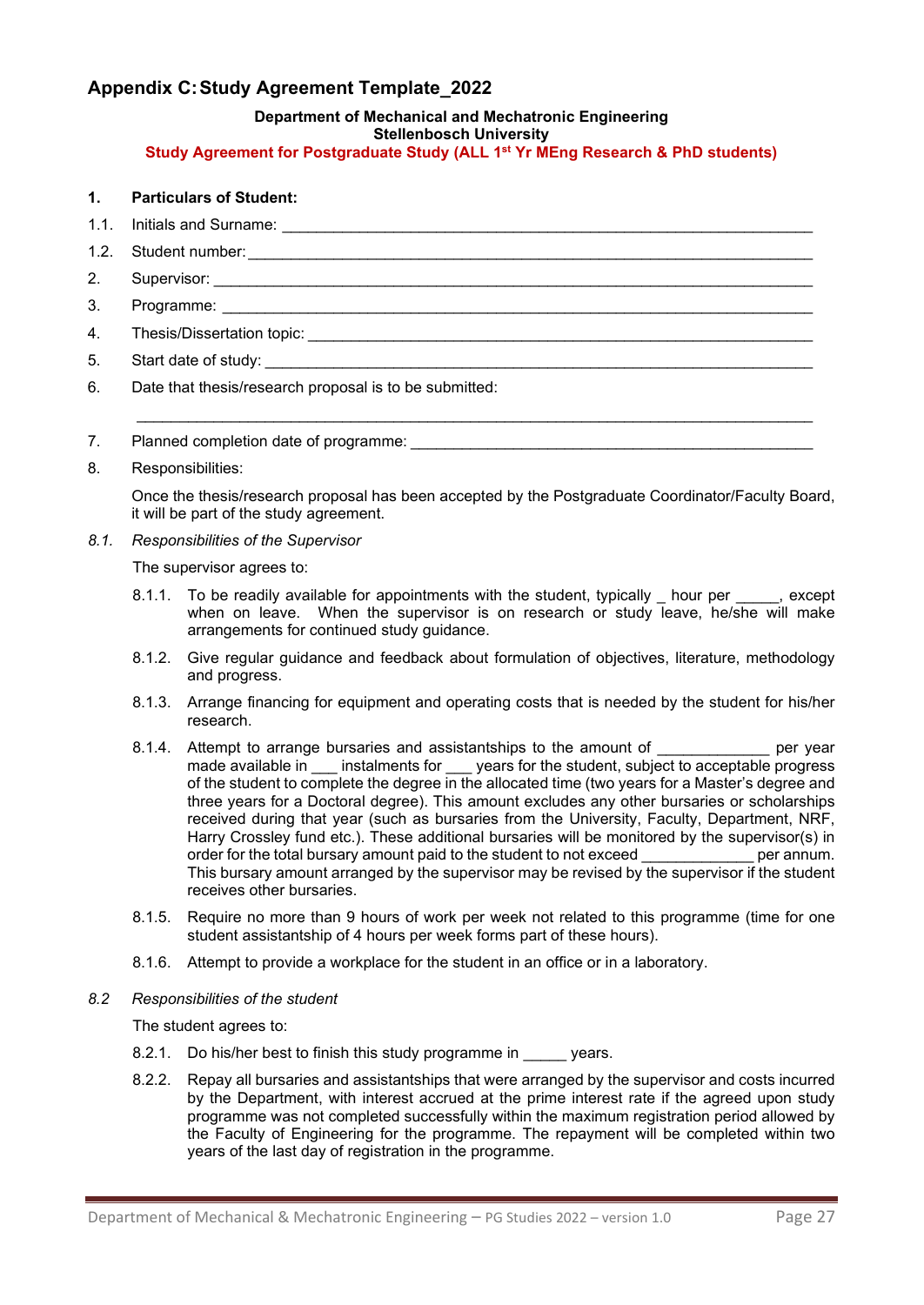## Appendix C: Study Agreement Template_2022

**Department of Mechanical and Mechatronic Engineering**
**Stellenbosch University**
**Study Agreement for Postgraduate Study (ALL 1st Yr MEng Research & PhD students)**

**1. Particulars of Student:**

1.1. Initials and Surname: ____________________________________________________________

1.2. Student number: ____________________________________________________________

2. Supervisor: ____________________________________________________________

3. Programme: ____________________________________________________________

4. Thesis/Dissertation topic: ____________________________________________________________

5. Start date of study: ____________________________________________________________

6. Date that thesis/research proposal is to be submitted:

____________________________________________________________

7. Planned completion date of programme: ____________________________________________

8. Responsibilities:

Once the thesis/research proposal has been accepted by the Postgraduate Coordinator/Faculty Board, it will be part of the study agreement.

*8.1. Responsibilities of the Supervisor*

The supervisor agrees to:

8.1.1. To be readily available for appointments with the student, typically _ hour per _____, except when on leave. When the supervisor is on research or study leave, he/she will make arrangements for continued study guidance.

8.1.2. Give regular guidance and feedback about formulation of objectives, literature, methodology and progress.

8.1.3. Arrange financing for equipment and operating costs that is needed by the student for his/her research.

8.1.4. Attempt to arrange bursaries and assistantships to the amount of ____________ per year made available in ___ instalments for ___ years for the student, subject to acceptable progress of the student to complete the degree in the allocated time (two years for a Master's degree and three years for a Doctoral degree). This amount excludes any other bursaries or scholarships received during that year (such as bursaries from the University, Faculty, Department, NRF, Harry Crossley fund etc.). These additional bursaries will be monitored by the supervisor(s) in order for the total bursary amount paid to the student to not exceed ____________ per annum. This bursary amount arranged by the supervisor may be revised by the supervisor if the student receives other bursaries.

8.1.5. Require no more than 9 hours of work per week not related to this programme (time for one student assistantship of 4 hours per week forms part of these hours).

8.1.6. Attempt to provide a workplace for the student in an office or in a laboratory.

*8.2 Responsibilities of the student*

The student agrees to:

8.2.1. Do his/her best to finish this study programme in _____ years.

8.2.2. Repay all bursaries and assistantships that were arranged by the supervisor and costs incurred by the Department, with interest accrued at the prime interest rate if the agreed upon study programme was not completed successfully within the maximum registration period allowed by the Faculty of Engineering for the programme. The repayment will be completed within two years of the last day of registration in the programme.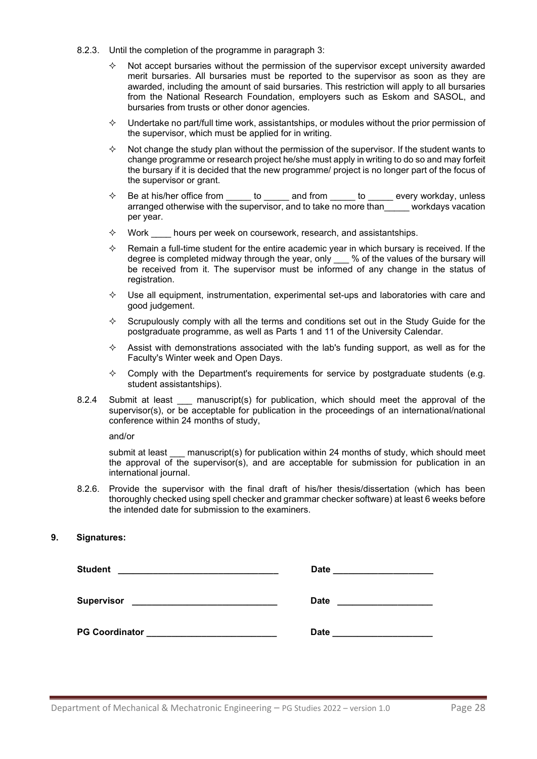8.2.3. Until the completion of the programme in paragraph 3:

- ✧ Not accept bursaries without the permission of the supervisor except university awarded merit bursaries. All bursaries must be reported to the supervisor as soon as they are awarded, including the amount of said bursaries. This restriction will apply to all bursaries from the National Research Foundation, employers such as Eskom and SASOL, and bursaries from trusts or other donor agencies.
- ✧ Undertake no part/full time work, assistantships, or modules without the prior permission of the supervisor, which must be applied for in writing.
- ✧ Not change the study plan without the permission of the supervisor. If the student wants to change programme or research project he/she must apply in writing to do so and may forfeit the bursary if it is decided that the new programme/ project is no longer part of the focus of the supervisor or grant.
- ✧ Be at his/her office from _____ to _____ and from _____ to _____ every workday, unless arranged otherwise with the supervisor, and to take no more than_____ workdays vacation per year.
- ✧ Work ____ hours per week on coursework, research, and assistantships.
- ✧ Remain a full-time student for the entire academic year in which bursary is received. If the degree is completed midway through the year, only ___ % of the values of the bursary will be received from it. The supervisor must be informed of any change in the status of registration.
- ✧ Use all equipment, instrumentation, experimental set-ups and laboratories with care and good judgement.
- ✧ Scrupulously comply with all the terms and conditions set out in the Study Guide for the postgraduate programme, as well as Parts 1 and 11 of the University Calendar.
- ✧ Assist with demonstrations associated with the lab's funding support, as well as for the Faculty's Winter week and Open Days.
- ✧ Comply with the Department's requirements for service by postgraduate students (e.g. student assistantships).

8.2.4 Submit at least ___ manuscript(s) for publication, which should meet the approval of the supervisor(s), or be acceptable for publication in the proceedings of an international/national conference within 24 months of study,

and/or

submit at least ___ manuscript(s) for publication within 24 months of study, which should meet the approval of the supervisor(s), and are acceptable for submission for publication in an international journal.

8.2.6. Provide the supervisor with the final draft of his/her thesis/dissertation (which has been thoroughly checked using spell checker and grammar checker software) at least 6 weeks before the intended date for submission to the examiners.

## 9. Signatures:

**Student** _______________________________ **Date** ___________________

**Supervisor** ____________________________ **Date** ___________________

**PG Coordinator** _________________________ **Date** ___________________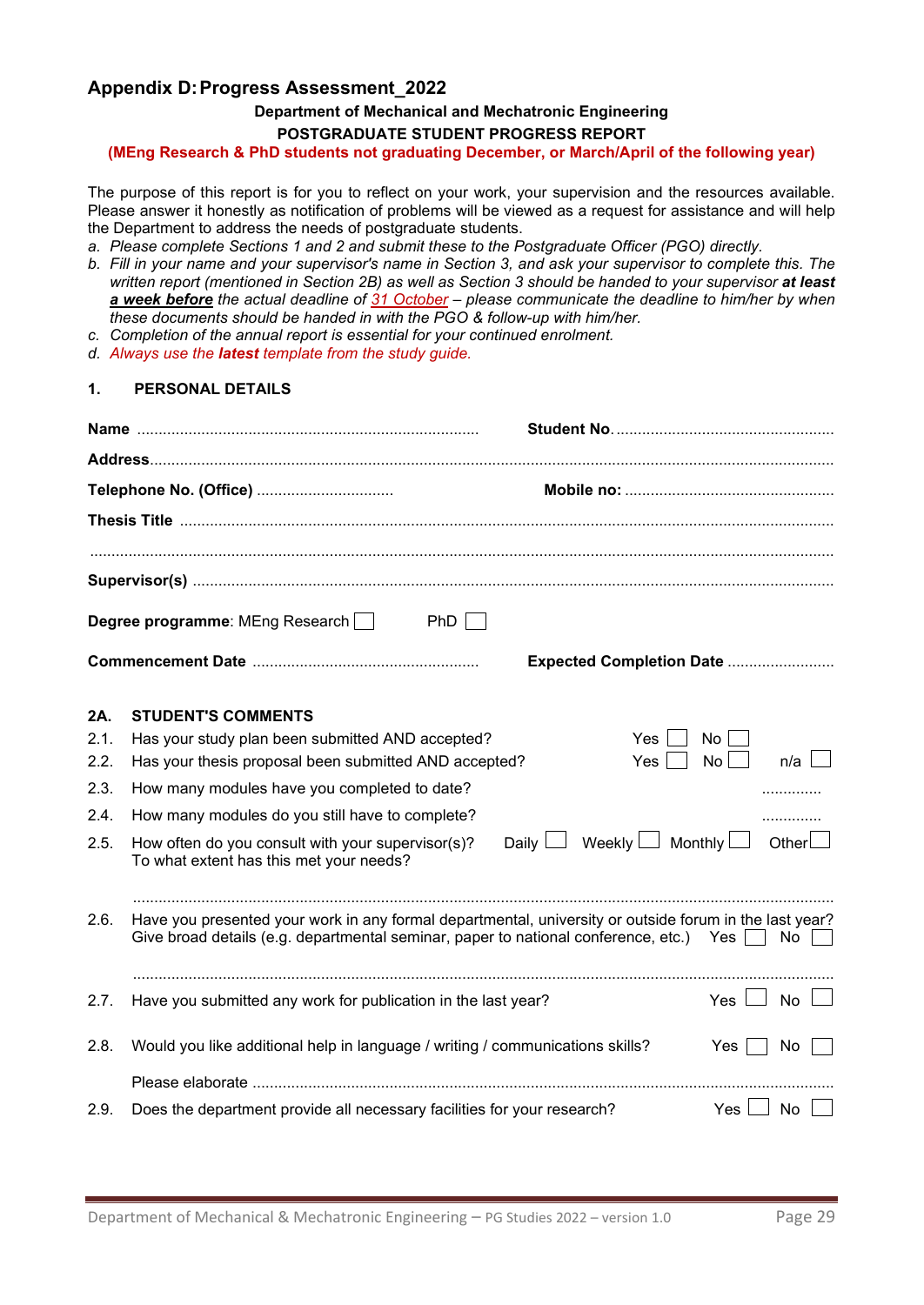## Appendix D: Progress Assessment_2022

**Department of Mechanical and Mechatronic Engineering**

**POSTGRADUATE STUDENT PROGRESS REPORT**

**(MEng Research & PhD students not graduating December, or March/April of the following year)**

The purpose of this report is for you to reflect on your work, your supervision and the resources available. Please answer it honestly as notification of problems will be viewed as a request for assistance and will help the Department to address the needs of postgraduate students.

a. *Please complete Sections 1 and 2 and submit these to the Postgraduate Officer (PGO) directly.*
b. *Fill in your name and your supervisor's name in Section 3, and ask your supervisor to complete this. The written report (mentioned in Section 2B) as well as Section 3 should be handed to your supervisor **at least a week before** the actual deadline of 31 October – please communicate the deadline to him/her by when these documents should be handed in with the PGO & follow-up with him/her.*
c. *Completion of the annual report is essential for your continued enrolment.*
d. *Always use the **latest** template from the study guide.*

### 1. PERSONAL DETAILS

**Name** ........................................................................... **Student No.** ..................................................

**Address**..........................................................................................................................................................

**Telephone No. (Office)** ................................ **Mobile no:** ................................................

**Thesis Title** ......................................................................................................................................................

.........................................................................................................................................................................

**Supervisor(s)** ....................................................................................................................................................

**Degree programme**: MEng Research ☐ PhD ☐

**Commencement Date** .................................................... **Expected Completion Date** .........................

### 2A. STUDENT'S COMMENTS

2.1. Has your study plan been submitted AND accepted? Yes ☐ No ☐

2.2. Has your thesis proposal been submitted AND accepted? Yes ☐ No ☐ n/a ☐

2.3. How many modules have you completed to date? ..............

2.4. How many modules do you still have to complete? ..............

2.5. How often do you consult with your supervisor(s)? Daily ☐ Weekly ☐ Monthly ☐ Other ☐
To what extent has this met your needs?

.........................................................................................................................................................................

2.6. Have you presented your work in any formal departmental, university or outside forum in the last year? Give broad details (e.g. departmental seminar, paper to national conference, etc.) Yes ☐ No ☐

.........................................................................................................................................................................

2.7. Have you submitted any work for publication in the last year? Yes ☐ No ☐

2.8. Would you like additional help in language / writing / communications skills? Yes ☐ No ☐

Please elaborate ..............................................................................................................................................

2.9. Does the department provide all necessary facilities for your research? Yes ☐ No ☐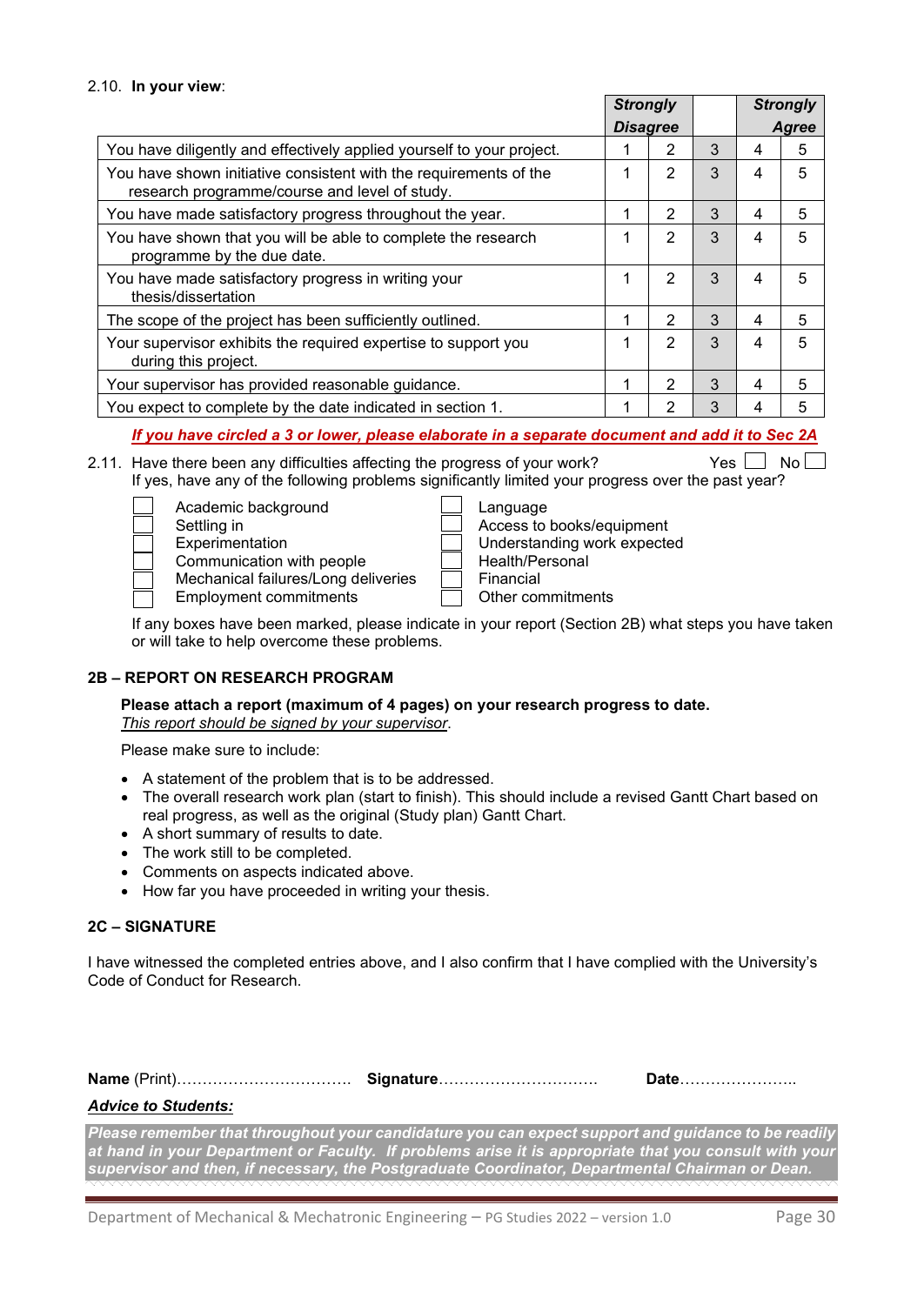2.10. **In your view**:

| | ***Strongly Disagree*** | | | ***Strongly Agree*** | |
|---|---|---|---|---|---|
| You have diligently and effectively applied yourself to your project. | 1 | 2 | 3 | 4 | 5 |
| You have shown initiative consistent with the requirements of the research programme/course and level of study. | 1 | 2 | 3 | 4 | 5 |
| You have made satisfactory progress throughout the year. | 1 | 2 | 3 | 4 | 5 |
| You have shown that you will be able to complete the research programme by the due date. | 1 | 2 | 3 | 4 | 5 |
| You have made satisfactory progress in writing your thesis/dissertation | 1 | 2 | 3 | 4 | 5 |
| The scope of the project has been sufficiently outlined. | 1 | 2 | 3 | 4 | 5 |
| Your supervisor exhibits the required expertise to support you during this project. | 1 | 2 | 3 | 4 | 5 |
| Your supervisor has provided reasonable guidance. | 1 | 2 | 3 | 4 | 5 |
| You expect to complete by the date indicated in section 1. | 1 | 2 | 3 | 4 | 5 |

***If you have circled a 3 or lower, please elaborate in a separate document and add it to Sec 2A***

2.11. Have there been any difficulties affecting the progress of your work? Yes ☐ No ☐
If yes, have any of the following problems significantly limited your progress over the past year?

- ☐ Academic background
- ☐ Settling in
- ☐ Experimentation
- ☐ Communication with people
- ☐ Mechanical failures/Long deliveries
- ☐ Employment commitments
- ☐ Language
- ☐ Access to books/equipment
- ☐ Understanding work expected
- ☐ Health/Personal
- ☐ Financial
- ☐ Other commitments

If any boxes have been marked, please indicate in your report (Section 2B) what steps you have taken or will take to help overcome these problems.

## 2B – REPORT ON RESEARCH PROGRAM

**Please attach a report (maximum of 4 pages) on your research progress to date.**
*This report should be signed by your supervisor*.

Please make sure to include:

- A statement of the problem that is to be addressed.
- The overall research work plan (start to finish). This should include a revised Gantt Chart based on real progress, as well as the original (Study plan) Gantt Chart.
- A short summary of results to date.
- The work still to be completed.
- Comments on aspects indicated above.
- How far you have proceeded in writing your thesis.

## 2C – SIGNATURE

I have witnessed the completed entries above, and I also confirm that I have complied with the University's Code of Conduct for Research.

**Name** (Print)…………………………… **Signature**………………………… **Date**…………………..

***Advice to Students:***

***Please remember that throughout your candidature you can expect support and guidance to be readily at hand in your Department or Faculty. If problems arise it is appropriate that you consult with your supervisor and then, if necessary, the Postgraduate Coordinator, Departmental Chairman or Dean.***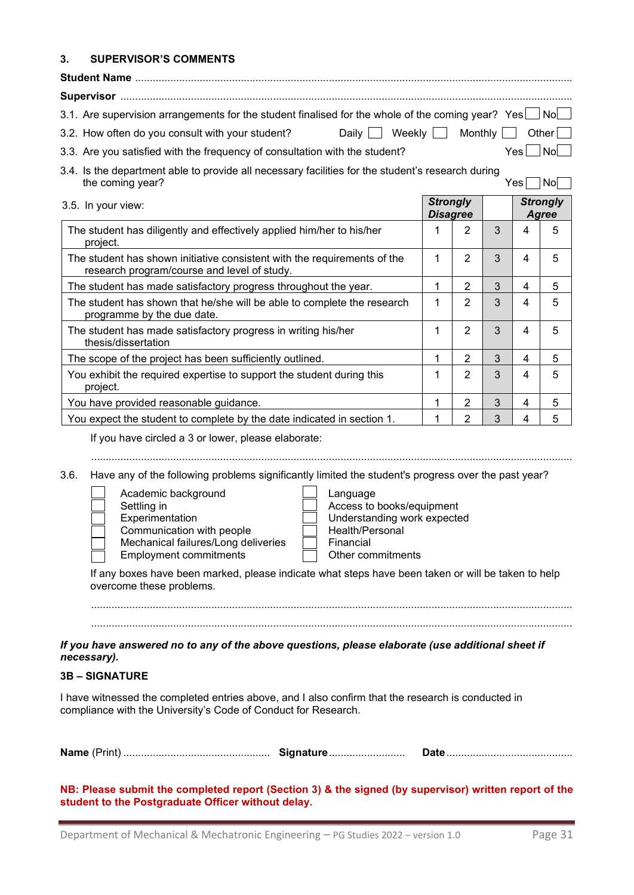### 3. SUPERVISOR'S COMMENTS

**Student Name** ..................................................................................................................................................

**Supervisor** ........................................................................................................................................................

3.1. Are supervision arrangements for the student finalised for the whole of the coming year? Yes ☐ No ☐

3.2. How often do you consult with your student? Daily ☐ Weekly ☐ Monthly ☐ Other ☐

3.3. Are you satisfied with the frequency of consultation with the student? Yes ☐ No ☐

3.4. Is the department able to provide all necessary facilities for the student's research during the coming year? Yes ☐ No ☐

3.5. In your view:

| | ***Strongly Disagree*** | | | ***Strongly Agree*** | |
|---|---|---|---|---|---|
| The student has diligently and effectively applied him/her to his/her project. | 1 | 2 | 3 | 4 | 5 |
| The student has shown initiative consistent with the requirements of the research program/course and level of study. | 1 | 2 | 3 | 4 | 5 |
| The student has made satisfactory progress throughout the year. | 1 | 2 | 3 | 4 | 5 |
| The student has shown that he/she will be able to complete the research programme by the due date. | 1 | 2 | 3 | 4 | 5 |
| The student has made satisfactory progress in writing his/her thesis/dissertation | 1 | 2 | 3 | 4 | 5 |
| The scope of the project has been sufficiently outlined. | 1 | 2 | 3 | 4 | 5 |
| You exhibit the required expertise to support the student during this project. | 1 | 2 | 3 | 4 | 5 |
| You have provided reasonable guidance. | 1 | 2 | 3 | 4 | 5 |
| You expect the student to complete by the date indicated in section 1. | 1 | 2 | 3 | 4 | 5 |

If you have circled a 3 or lower, please elaborate:

..........................................................................................................................................................

3.6. Have any of the following problems significantly limited the student's progress over the past year?

- ☐ Academic background
- ☐ Settling in
- ☐ Experimentation
- ☐ Communication with people
- ☐ Mechanical failures/Long deliveries
- ☐ Employment commitments
- ☐ Language
- ☐ Access to books/equipment
- ☐ Understanding work expected
- ☐ Health/Personal
- ☐ Financial
- ☐ Other commitments

If any boxes have been marked, please indicate what steps have been taken or will be taken to help overcome these problems.

..........................................................................................................................................................

..........................................................................................................................................................

***If you have answered no to any of the above questions, please elaborate (use additional sheet if necessary).***

### 3B – SIGNATURE

I have witnessed the completed entries above, and I also confirm that the research is conducted in compliance with the University's Code of Conduct for Research.

**Name** (Print) ................................................. **Signature** .......................... **Date** ...........................................

**NB: Please submit the completed report (Section 3) & the signed (by supervisor) written report of the student to the Postgraduate Officer without delay.**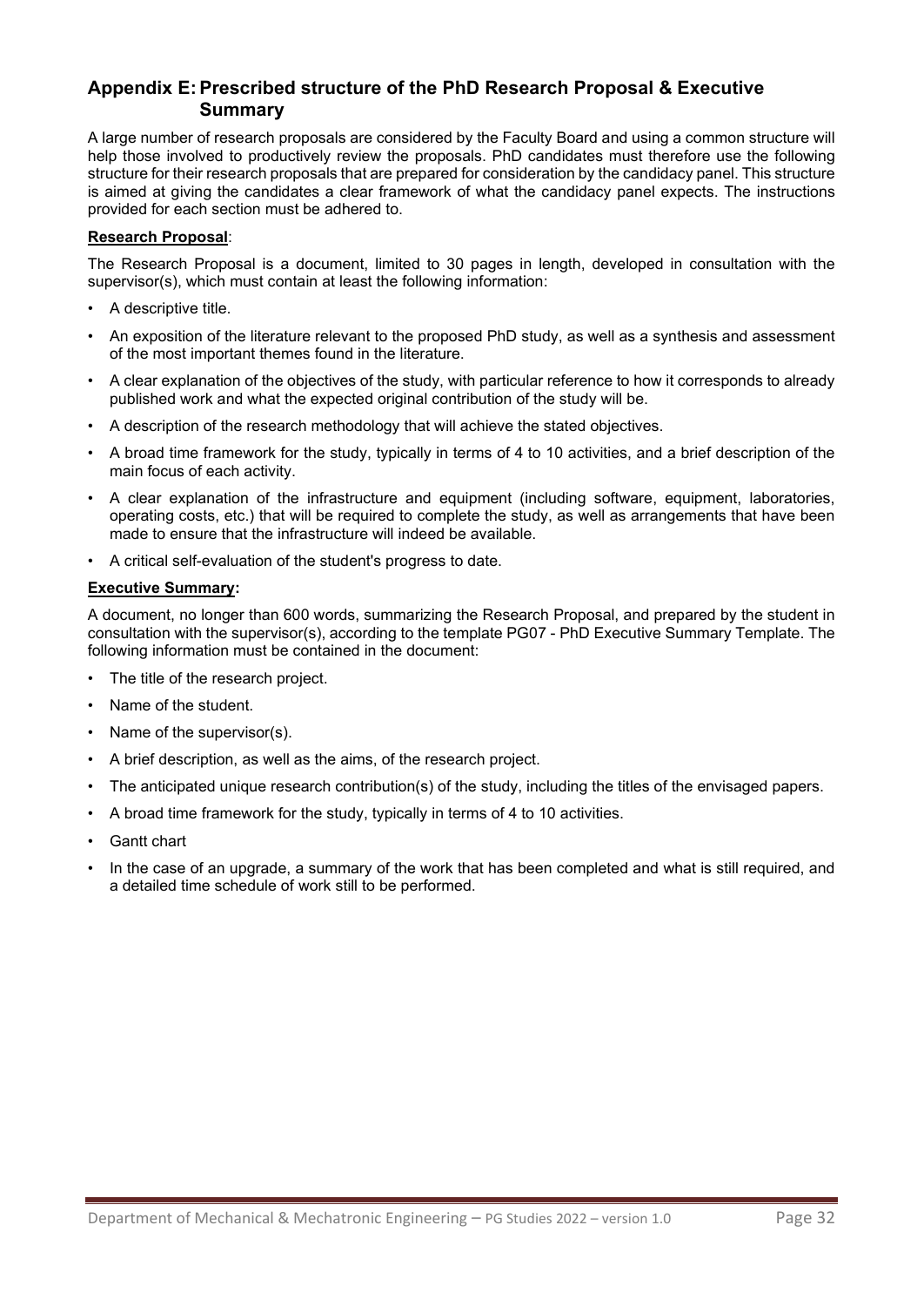## Appendix E: Prescribed structure of the PhD Research Proposal & Executive Summary

A large number of research proposals are considered by the Faculty Board and using a common structure will help those involved to productively review the proposals. PhD candidates must therefore use the following structure for their research proposals that are prepared for consideration by the candidacy panel. This structure is aimed at giving the candidates a clear framework of what the candidacy panel expects. The instructions provided for each section must be adhered to.

**Research Proposal**:

The Research Proposal is a document, limited to 30 pages in length, developed in consultation with the supervisor(s), which must contain at least the following information:

- A descriptive title.
- An exposition of the literature relevant to the proposed PhD study, as well as a synthesis and assessment of the most important themes found in the literature.
- A clear explanation of the objectives of the study, with particular reference to how it corresponds to already published work and what the expected original contribution of the study will be.
- A description of the research methodology that will achieve the stated objectives.
- A broad time framework for the study, typically in terms of 4 to 10 activities, and a brief description of the main focus of each activity.
- A clear explanation of the infrastructure and equipment (including software, equipment, laboratories, operating costs, etc.) that will be required to complete the study, as well as arrangements that have been made to ensure that the infrastructure will indeed be available.
- A critical self-evaluation of the student's progress to date.

**Executive Summary:**

A document, no longer than 600 words, summarizing the Research Proposal, and prepared by the student in consultation with the supervisor(s), according to the template PG07 - PhD Executive Summary Template. The following information must be contained in the document:

- The title of the research project.
- Name of the student.
- Name of the supervisor(s).
- A brief description, as well as the aims, of the research project.
- The anticipated unique research contribution(s) of the study, including the titles of the envisaged papers.
- A broad time framework for the study, typically in terms of 4 to 10 activities.
- Gantt chart
- In the case of an upgrade, a summary of the work that has been completed and what is still required, and a detailed time schedule of work still to be performed.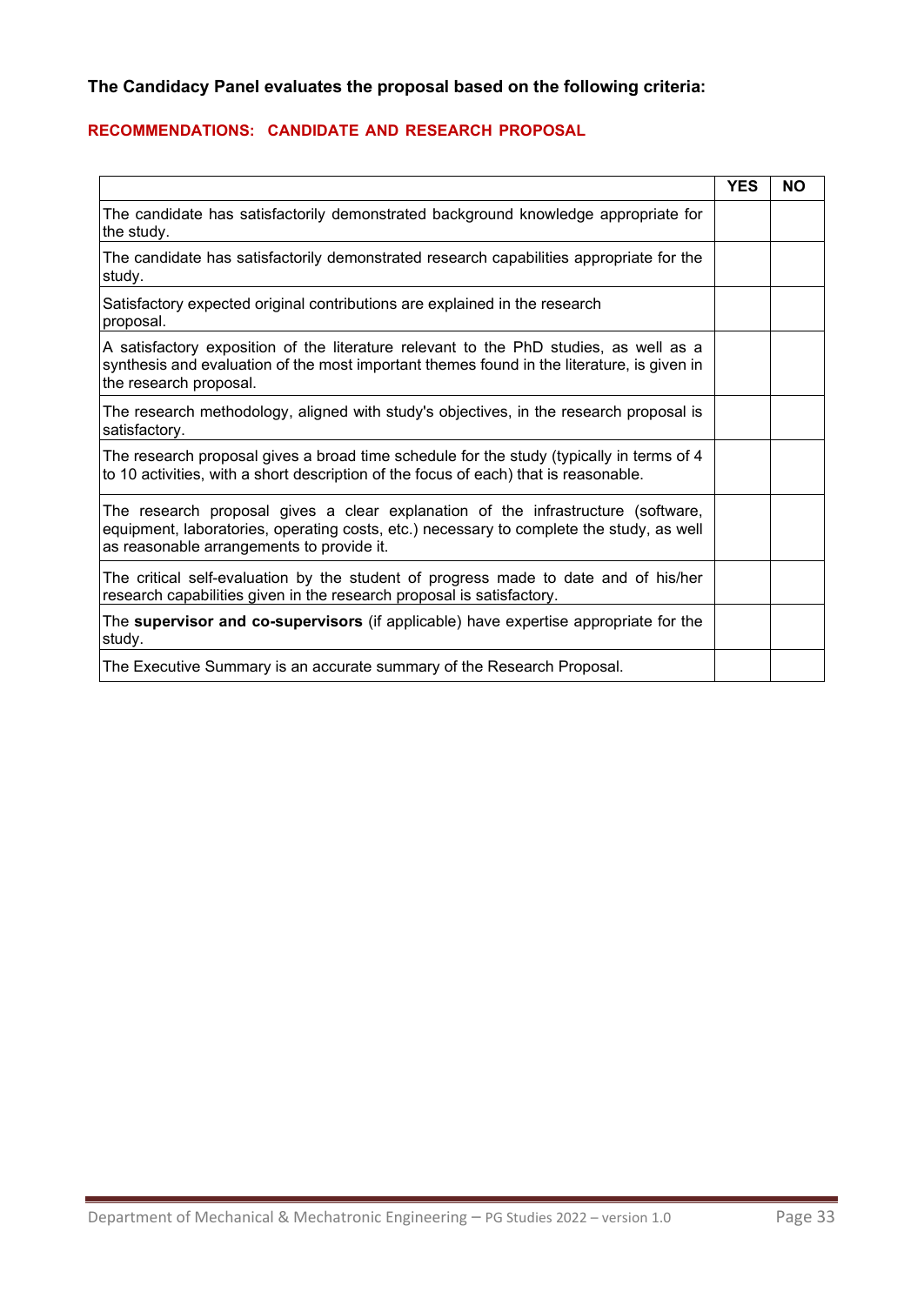**The Candidacy Panel evaluates the proposal based on the following criteria:**

**RECOMMENDATIONS: CANDIDATE AND RESEARCH PROPOSAL**

| | YES | NO |
|---|---|---|
| The candidate has satisfactorily demonstrated background knowledge appropriate for the study. | | |
| The candidate has satisfactorily demonstrated research capabilities appropriate for the study. | | |
| Satisfactory expected original contributions are explained in the research proposal. | | |
| A satisfactory exposition of the literature relevant to the PhD studies, as well as a synthesis and evaluation of the most important themes found in the literature, is given in the research proposal. | | |
| The research methodology, aligned with study's objectives, in the research proposal is satisfactory. | | |
| The research proposal gives a broad time schedule for the study (typically in terms of 4 to 10 activities, with a short description of the focus of each) that is reasonable. | | |
| The research proposal gives a clear explanation of the infrastructure (software, equipment, laboratories, operating costs, etc.) necessary to complete the study, as well as reasonable arrangements to provide it. | | |
| The critical self-evaluation by the student of progress made to date and of his/her research capabilities given in the research proposal is satisfactory. | | |
| The **supervisor and co-supervisors** (if applicable) have expertise appropriate for the study. | | |
| The Executive Summary is an accurate summary of the Research Proposal. | | |